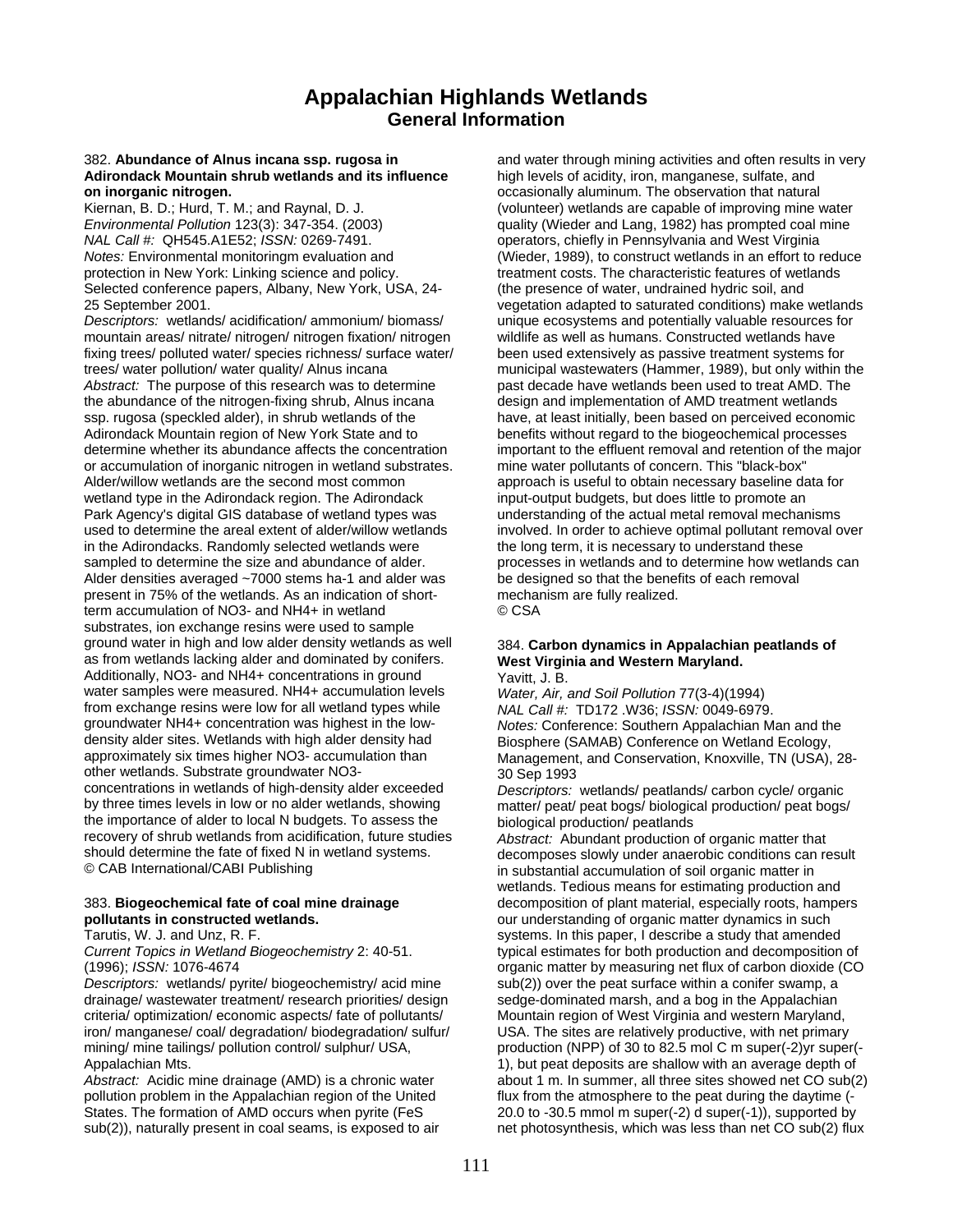# Appalachian Highlands Wetlands
## General Information

382. **Abundance of Alnus incana ssp. rugosa in Adirondack Mountain shrub wetlands and its influence on inorganic nitrogen.**
Kiernan, B. D.; Hurd, T. M.; and Raynal, D. J.
*Environmental Pollution* 123(3): 347-354. (2003)
*NAL Call #:* QH545.A1E52; *ISSN:* 0269-7491.
*Notes:* Environmental monitoringm evaluation and protection in New York: Linking science and policy. Selected conference papers, Albany, New York, USA, 24-25 September 2001.
*Descriptors:* wetlands/ acidification/ ammonium/ biomass/ mountain areas/ nitrate/ nitrogen/ nitrogen fixation/ nitrogen fixing trees/ polluted water/ species richness/ surface water/ trees/ water pollution/ water quality/ Alnus incana
*Abstract:* The purpose of this research was to determine the abundance of the nitrogen-fixing shrub, Alnus incana ssp. rugosa (speckled alder), in shrub wetlands of the Adirondack Mountain region of New York State and to determine whether its abundance affects the concentration or accumulation of inorganic nitrogen in wetland substrates. Alder/willow wetlands are the second most common wetland type in the Adirondack region. The Adirondack Park Agency's digital GIS database of wetland types was used to determine the areal extent of alder/willow wetlands in the Adirondacks. Randomly selected wetlands were sampled to determine the size and abundance of alder. Alder densities averaged ~7000 stems ha-1 and alder was present in 75% of the wetlands. As an indication of short-term accumulation of NO3- and NH4+ in wetland substrates, ion exchange resins were used to sample ground water in high and low alder density wetlands as well as from wetlands lacking alder and dominated by conifers. Additionally, NO3- and NH4+ concentrations in ground water samples were measured. NH4+ accumulation levels from exchange resins were low for all wetland types while groundwater NH4+ concentration was highest in the low-density alder sites. Wetlands with high alder density had approximately six times higher NO3- accumulation than other wetlands. Substrate groundwater NO3- concentrations in wetlands of high-density alder exceeded by three times levels in low or no alder wetlands, showing the importance of alder to local N budgets. To assess the recovery of shrub wetlands from acidification, future studies should determine the fate of fixed N in wetland systems.
© CAB International/CABI Publishing

383. **Biogeochemical fate of coal mine drainage pollutants in constructed wetlands.**
Tarutis, W. J. and Unz, R. F.
*Current Topics in Wetland Biogeochemistry* 2: 40-51. (1996); *ISSN:* 1076-4674
*Descriptors:* wetlands/ pyrite/ biogeochemistry/ acid mine drainage/ wastewater treatment/ research priorities/ design criteria/ optimization/ economic aspects/ fate of pollutants/ iron/ manganese/ coal/ degradation/ biodegradation/ sulfur/ mining/ mine tailings/ pollution control/ sulphur/ USA, Appalachian Mts.
*Abstract:* Acidic mine drainage (AMD) is a chronic water pollution problem in the Appalachian region of the United States. The formation of AMD occurs when pyrite (FeS sub(2)), naturally present in coal seams, is exposed to air and water through mining activities and often results in very high levels of acidity, iron, manganese, sulfate, and occasionally aluminum. The observation that natural (volunteer) wetlands are capable of improving mine water quality (Wieder and Lang, 1982) has prompted coal mine operators, chiefly in Pennsylvania and West Virginia (Wieder, 1989), to construct wetlands in an effort to reduce treatment costs. The characteristic features of wetlands (the presence of water, undrained hydric soil, and vegetation adapted to saturated conditions) make wetlands unique ecosystems and potentially valuable resources for wildlife as well as humans. Constructed wetlands have been used extensively as passive treatment systems for municipal wastewaters (Hammer, 1989), but only within the past decade have wetlands been used to treat AMD. The design and implementation of AMD treatment wetlands have, at least initially, been based on perceived economic benefits without regard to the biogeochemical processes important to the effluent removal and retention of the major mine water pollutants of concern. This "black-box" approach is useful to obtain necessary baseline data for input-output budgets, but does little to promote an understanding of the actual metal removal mechanisms involved. In order to achieve optimal pollutant removal over the long term, it is necessary to understand these processes in wetlands and to determine how wetlands can be designed so that the benefits of each removal mechanism are fully realized.
© CSA

384. **Carbon dynamics in Appalachian peatlands of West Virginia and Western Maryland.**
Yavitt, J. B.
*Water, Air, and Soil Pollution* 77(3-4)(1994)
*NAL Call #:* TD172 .W36; *ISSN:* 0049-6979.
*Notes:* Conference: Southern Appalachian Man and the Biosphere (SAMAB) Conference on Wetland Ecology, Management, and Conservation, Knoxville, TN (USA), 28-30 Sep 1993
*Descriptors:* wetlands/ peatlands/ carbon cycle/ organic matter/ peat/ peat bogs/ biological production/ peat bogs/ biological production/ peatlands
*Abstract:* Abundant production of organic matter that decomposes slowly under anaerobic conditions can result in substantial accumulation of soil organic matter in wetlands. Tedious means for estimating production and decomposition of plant material, especially roots, hampers our understanding of organic matter dynamics in such systems. In this paper, I describe a study that amended typical estimates for both production and decomposition of organic matter by measuring net flux of carbon dioxide (CO sub(2)) over the peat surface within a conifer swamp, a sedge-dominated marsh, and a bog in the Appalachian Mountain region of West Virginia and western Maryland, USA. The sites are relatively productive, with net primary production (NPP) of 30 to 82.5 mol C m super(-2)yr super(-1), but peat deposits are shallow with an average depth of about 1 m. In summer, all three sites showed net CO sub(2) flux from the atmosphere to the peat during the daytime (-20.0 to -30.5 mmol m super(-2) d super(-1)), supported by net photosynthesis, which was less than net CO sub(2) flux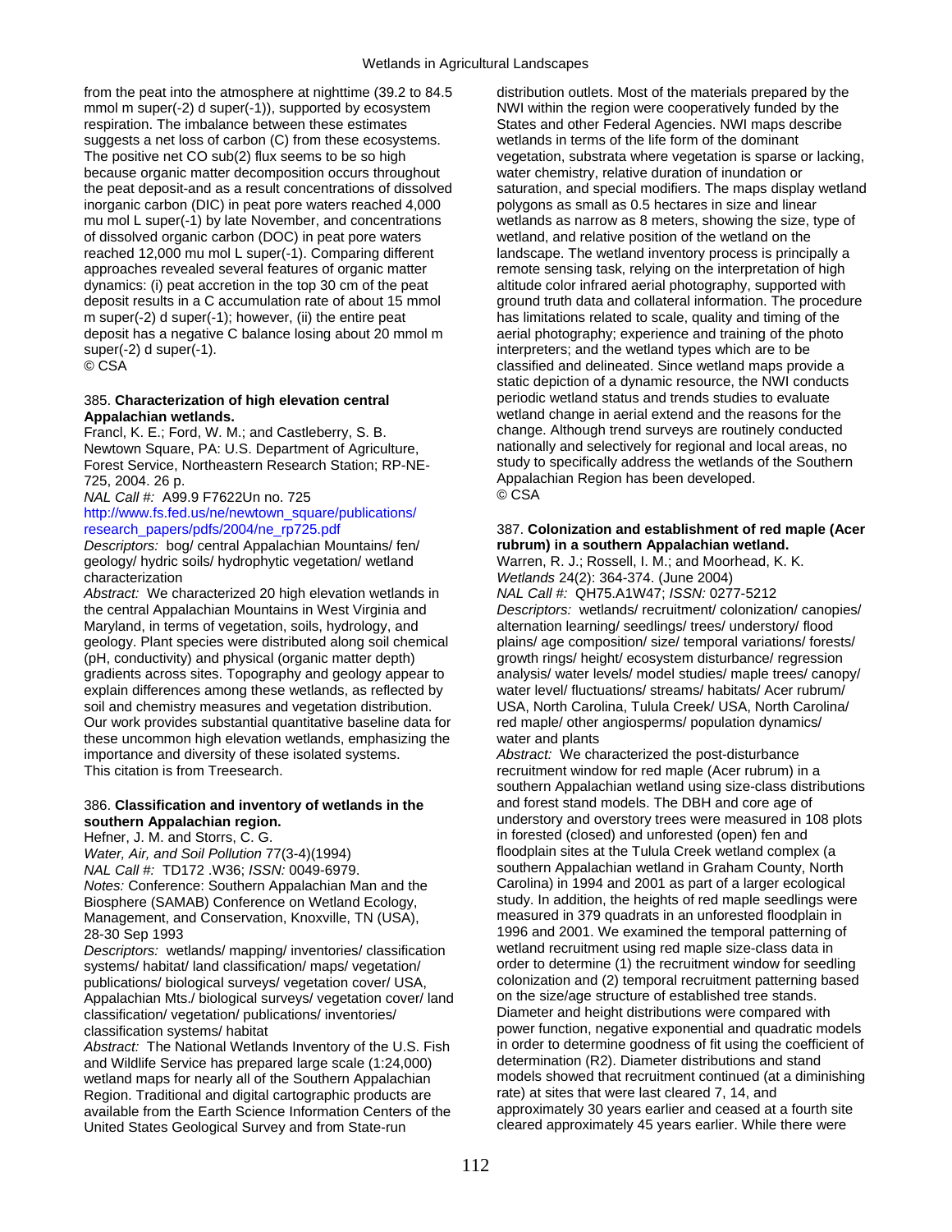from the peat into the atmosphere at nighttime (39.2 to 84.5 mmol m super(-2) d super(-1)), supported by ecosystem respiration. The imbalance between these estimates suggests a net loss of carbon (C) from these ecosystems. The positive net CO sub(2) flux seems to be so high because organic matter decomposition occurs throughout the peat deposit-and as a result concentrations of dissolved inorganic carbon (DIC) in peat pore waters reached 4,000 mu mol L super(-1) by late November, and concentrations of dissolved organic carbon (DOC) in peat pore waters reached 12,000 mu mol L super(-1). Comparing different approaches revealed several features of organic matter dynamics: (i) peat accretion in the top 30 cm of the peat deposit results in a C accumulation rate of about 15 mmol m super(-2) d super(-1); however, (ii) the entire peat deposit has a negative C balance losing about 20 mmol m super(-2) d super(-1).
© CSA

385. **Characterization of high elevation central Appalachian wetlands.**
Francl, K. E.; Ford, W. M.; and Castleberry, S. B.
Newtown Square, PA: U.S. Department of Agriculture, Forest Service, Northeastern Research Station; RP-NE-725, 2004. 26 p.
*NAL Call #:* A99.9 F7622Un no. 725
http://www.fs.fed.us/ne/newtown_square/publications/research_papers/pdfs/2004/ne_rp725.pdf
*Descriptors:* bog/ central Appalachian Mountains/ fen/ geology/ hydric soils/ hydrophytic vegetation/ wetland characterization
*Abstract:* We characterized 20 high elevation wetlands in the central Appalachian Mountains in West Virginia and Maryland, in terms of vegetation, soils, hydrology, and geology. Plant species were distributed along soil chemical (pH, conductivity) and physical (organic matter depth) gradients across sites. Topography and geology appear to explain differences among these wetlands, as reflected by soil and chemistry measures and vegetation distribution. Our work provides substantial quantitative baseline data for these uncommon high elevation wetlands, emphasizing the importance and diversity of these isolated systems.
This citation is from Treesearch.

386. **Classification and inventory of wetlands in the southern Appalachian region.**
Hefner, J. M. and Storrs, C. G.
*Water, Air, and Soil Pollution* 77(3-4)(1994)
*NAL Call #:* TD172 .W36; *ISSN:* 0049-6979.
*Notes:* Conference: Southern Appalachian Man and the Biosphere (SAMAB) Conference on Wetland Ecology, Management, and Conservation, Knoxville, TN (USA), 28-30 Sep 1993
*Descriptors:* wetlands/ mapping/ inventories/ classification systems/ habitat/ land classification/ maps/ vegetation/ publications/ biological surveys/ vegetation cover/ USA, Appalachian Mts./ biological surveys/ vegetation cover/ land classification/ vegetation/ publications/ inventories/ classification systems/ habitat
*Abstract:* The National Wetlands Inventory of the U.S. Fish and Wildlife Service has prepared large scale (1:24,000) wetland maps for nearly all of the Southern Appalachian Region. Traditional and digital cartographic products are available from the Earth Science Information Centers of the United States Geological Survey and from State-run distribution outlets. Most of the materials prepared by the NWI within the region were cooperatively funded by the States and other Federal Agencies. NWI maps describe wetlands in terms of the life form of the dominant vegetation, substrata where vegetation is sparse or lacking, water chemistry, relative duration of inundation or saturation, and special modifiers. The maps display wetland polygons as small as 0.5 hectares in size and linear wetlands as narrow as 8 meters, showing the size, type of wetland, and relative position of the wetland on the landscape. The wetland inventory process is principally a remote sensing task, relying on the interpretation of high altitude color infrared aerial photography, supported with ground truth data and collateral information. The procedure has limitations related to scale, quality and timing of the aerial photography; experience and training of the photo interpreters; and the wetland types which are to be classified and delineated. Since wetland maps provide a static depiction of a dynamic resource, the NWI conducts periodic wetland status and trends studies to evaluate wetland change in aerial extend and the reasons for the change. Although trend surveys are routinely conducted nationally and selectively for regional and local areas, no study to specifically address the wetlands of the Southern Appalachian Region has been developed.
© CSA

387. **Colonization and establishment of red maple (Acer rubrum) in a southern Appalachian wetland.**
Warren, R. J.; Rossell, I. M.; and Moorhead, K. K.
*Wetlands* 24(2): 364-374. (June 2004)
*NAL Call #:* QH75.A1W47; *ISSN:* 0277-5212
*Descriptors:* wetlands/ recruitment/ colonization/ canopies/ alternation learning/ seedlings/ trees/ understory/ flood plains/ age composition/ size/ temporal variations/ forests/ growth rings/ height/ ecosystem disturbance/ regression analysis/ water levels/ model studies/ maple trees/ canopy/ water level/ fluctuations/ streams/ habitats/ Acer rubrum/ USA, North Carolina, Tulula Creek/ USA, North Carolina/ red maple/ other angiosperms/ population dynamics/ water and plants
*Abstract:* We characterized the post-disturbance recruitment window for red maple (Acer rubrum) in a southern Appalachian wetland using size-class distributions and forest stand models. The DBH and core age of understory and overstory trees were measured in 108 plots in forested (closed) and unforested (open) fen and floodplain sites at the Tulula Creek wetland complex (a southern Appalachian wetland in Graham County, North Carolina) in 1994 and 2001 as part of a larger ecological study. In addition, the heights of red maple seedlings were measured in 379 quadrats in an unforested floodplain in 1996 and 2001. We examined the temporal patterning of wetland recruitment using red maple size-class data in order to determine (1) the recruitment window for seedling colonization and (2) temporal recruitment patterning based on the size/age structure of established tree stands. Diameter and height distributions were compared with power function, negative exponential and quadratic models in order to determine goodness of fit using the coefficient of determination (R2). Diameter distributions and stand models showed that recruitment continued (at a diminishing rate) at sites that were last cleared 7, 14, and approximately 30 years earlier and ceased at a fourth site cleared approximately 45 years earlier. While there were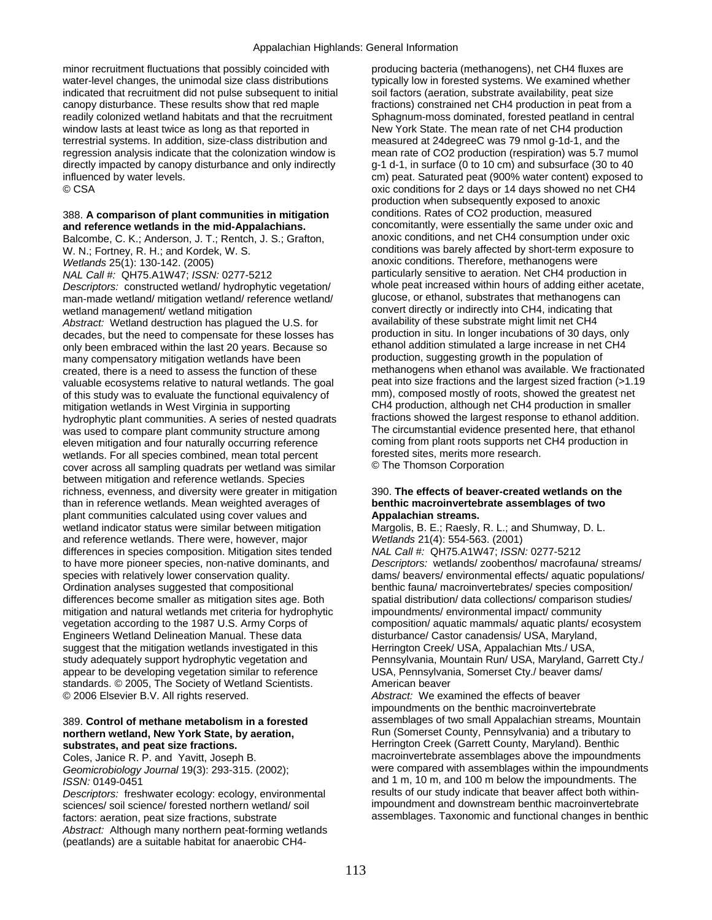minor recruitment fluctuations that possibly coincided with water-level changes, the unimodal size class distributions indicated that recruitment did not pulse subsequent to initial canopy disturbance. These results show that red maple readily colonized wetland habitats and that the recruitment window lasts at least twice as long as that reported in terrestrial systems. In addition, size-class distribution and regression analysis indicate that the colonization window is directly impacted by canopy disturbance and only indirectly influenced by water levels.
© CSA

388. **A comparison of plant communities in mitigation and reference wetlands in the mid-Appalachians.**
Balcombe, C. K.; Anderson, J. T.; Rentch, J. S.; Grafton, W. N.; Fortney, R. H.; and Kordek, W. S.
*Wetlands* 25(1): 130-142. (2005)
*NAL Call #:* QH75.A1W47; *ISSN:* 0277-5212
*Descriptors:* constructed wetland/ hydrophytic vegetation/ man-made wetland/ mitigation wetland/ reference wetland/ wetland management/ wetland mitigation
*Abstract:* Wetland destruction has plagued the U.S. for decades, but the need to compensate for these losses has only been embraced within the last 20 years. Because so many compensatory mitigation wetlands have been created, there is a need to assess the function of these valuable ecosystems relative to natural wetlands. The goal of this study was to evaluate the functional equivalency of mitigation wetlands in West Virginia in supporting hydrophytic plant communities. A series of nested quadrats was used to compare plant community structure among eleven mitigation and four naturally occurring reference wetlands. For all species combined, mean total percent cover across all sampling quadrats per wetland was similar between mitigation and reference wetlands. Species richness, evenness, and diversity were greater in mitigation than in reference wetlands. Mean weighted averages of plant communities calculated using cover values and wetland indicator status were similar between mitigation and reference wetlands. There were, however, major differences in species composition. Mitigation sites tended to have more pioneer species, non-native dominants, and species with relatively lower conservation quality. Ordination analyses suggested that compositional differences become smaller as mitigation sites age. Both mitigation and natural wetlands met criteria for hydrophytic vegetation according to the 1987 U.S. Army Corps of Engineers Wetland Delineation Manual. These data suggest that the mitigation wetlands investigated in this study adequately support hydrophytic vegetation and appear to be developing vegetation similar to reference standards. © 2005, The Society of Wetland Scientists.
© 2006 Elsevier B.V. All rights reserved.

389. **Control of methane metabolism in a forested northern wetland, New York State, by aeration, substrates, and peat size fractions.**
Coles, Janice R. P. and Yavitt, Joseph B.
*Geomicrobiology Journal* 19(3): 293-315. (2002);
*ISSN:* 0149-0451
*Descriptors:* freshwater ecology: ecology, environmental sciences/ soil science/ forested northern wetland/ soil factors: aeration, peat size fractions, substrate
*Abstract:* Although many northern peat-forming wetlands (peatlands) are a suitable habitat for anaerobic $CH_4$-producing bacteria (methanogens), net $CH_4$ fluxes are typically low in forested systems. We examined whether soil factors (aeration, substrate availability, peat size fractions) constrained net $CH_4$ production in peat from a Sphagnum-moss dominated, forested peatland in central New York State. The mean rate of net $CH_4$ production measured at 24degreeC was 79 nmol g-1d-1, and the mean rate of $CO_2$ production (respiration) was 5.7 mumol g-1 d-1, in surface (0 to 10 cm) and subsurface (30 to 40 cm) peat. Saturated peat (900% water content) exposed to oxic conditions for 2 days or 14 days showed no net $CH_4$ production when subsequently exposed to anoxic conditions. Rates of $CO_2$ production, measured concomitantly, were essentially the same under oxic and anoxic conditions, and net $CH_4$ consumption under oxic conditions was barely affected by short-term exposure to anoxic conditions. Therefore, methanogens were particularly sensitive to aeration. Net $CH_4$ production in whole peat increased within hours of adding either acetate, glucose, or ethanol, substrates that methanogens can convert directly or indirectly into $CH_4$, indicating that availability of these substrate might limit net $CH_4$ production in situ. In longer incubations of 30 days, only ethanol addition stimulated a large increase in net $CH_4$ production, suggesting growth in the population of methanogens when ethanol was available. We fractionated peat into size fractions and the largest sized fraction (>1.19 mm), composed mostly of roots, showed the greatest net $CH_4$ production, although net $CH_4$ production in smaller fractions showed the largest response to ethanol addition. The circumstantial evidence presented here, that ethanol coming from plant roots supports net $CH_4$ production in forested sites, merits more research.
© The Thomson Corporation

390. **The effects of beaver-created wetlands on the benthic macroinvertebrate assemblages of two Appalachian streams.**
Margolis, B. E.; Raesly, R. L.; and Shumway, D. L.
*Wetlands* 21(4): 554-563. (2001)
*NAL Call #:* QH75.A1W47; *ISSN:* 0277-5212
*Descriptors:* wetlands/ zoobenthos/ macrofauna/ streams/ dams/ beavers/ environmental effects/ aquatic populations/ benthic fauna/ macroinvertebrates/ species composition/ spatial distribution/ data collections/ comparison studies/ impoundments/ environmental impact/ community composition/ aquatic mammals/ aquatic plants/ ecosystem disturbance/ Castor canadensis/ USA, Maryland, Herrington Creek/ USA, Appalachian Mts./ USA, Pennsylvania, Mountain Run/ USA, Maryland, Garrett Cty./ USA, Pennsylvania, Somerset Cty./ beaver dams/ American beaver
*Abstract:* We examined the effects of beaver impoundments on the benthic macroinvertebrate assemblages of two small Appalachian streams, Mountain Run (Somerset County, Pennsylvania) and a tributary to Herrington Creek (Garrett County, Maryland). Benthic macroinvertebrate assemblages above the impoundments were compared with assemblages within the impoundments and 1 m, 10 m, and 100 m below the impoundments. The results of our study indicate that beaver affect both within-impoundment and downstream benthic macroinvertebrate assemblages. Taxonomic and functional changes in benthic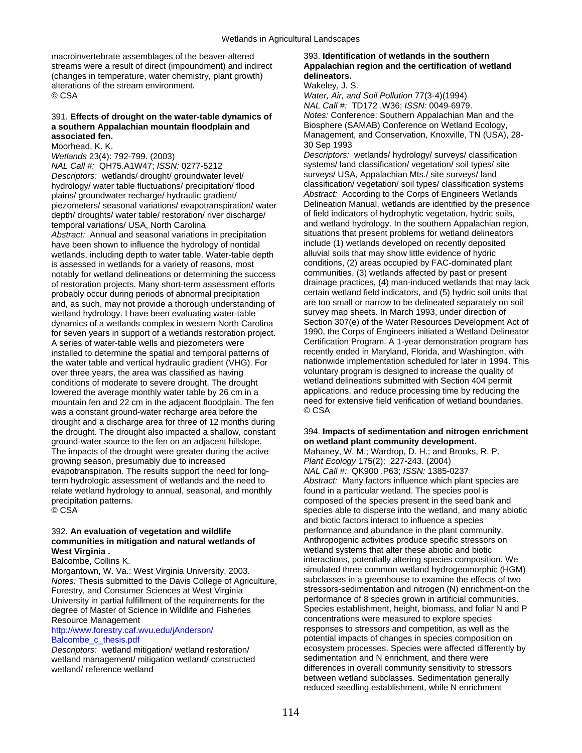macroinvertebrate assemblages of the beaver-altered streams were a result of direct (impoundment) and indirect (changes in temperature, water chemistry, plant growth) alterations of the stream environment.
© CSA

391. **Effects of drought on the water-table dynamics of a southern Appalachian mountain floodplain and associated fen.**
Moorhead, K. K.
*Wetlands* 23(4): 792-799. (2003)
*NAL Call #:* QH75.A1W47; *ISSN:* 0277-5212
*Descriptors:* wetlands/ drought/ groundwater level/ hydrology/ water table fluctuations/ precipitation/ flood plains/ groundwater recharge/ hydraulic gradient/ piezometers/ seasonal variations/ evapotranspiration/ water depth/ droughts/ water table/ restoration/ river discharge/ temporal variations/ USA, North Carolina
*Abstract:* Annual and seasonal variations in precipitation have been shown to influence the hydrology of nontidal wetlands, including depth to water table. Water-table depth is assessed in wetlands for a variety of reasons, most notably for wetland delineations or determining the success of restoration projects. Many short-term assessment efforts probably occur during periods of abnormal precipitation and, as such, may not provide a thorough understanding of wetland hydrology. I have been evaluating water-table dynamics of a wetlands complex in western North Carolina for seven years in support of a wetlands restoration project. A series of water-table wells and piezometers were installed to determine the spatial and temporal patterns of the water table and vertical hydraulic gradient (VHG). For over three years, the area was classified as having conditions of moderate to severe drought. The drought lowered the average monthly water table by 26 cm in a mountain fen and 22 cm in the adjacent floodplain. The fen was a constant ground-water recharge area before the drought and a discharge area for three of 12 months during the drought. The drought also impacted a shallow, constant ground-water source to the fen on an adjacent hillslope. The impacts of the drought were greater during the active growing season, presumably due to increased evapotranspiration. The results support the need for long-term hydrologic assessment of wetlands and the need to relate wetland hydrology to annual, seasonal, and monthly precipitation patterns.
© CSA

392. **An evaluation of vegetation and wildlife communities in mitigation and natural wetlands of West Virginia .**
Balcombe, Collins K.
Morgantown, W. Va.: West Virginia University, 2003.
*Notes:* Thesis submitted to the Davis College of Agriculture, Forestry, and Consumer Sciences at West Virginia University in partial fulfillment of the requirements for the degree of Master of Science in Wildlife and Fisheries Resource Management
http://www.forestry.caf.wvu.edu/jAnderson/Balcombe_c_thesis.pdf
*Descriptors:* wetland mitigation/ wetland restoration/ wetland management/ mitigation wetland/ constructed wetland/ reference wetland

393. **Identification of wetlands in the southern Appalachian region and the certification of wetland delineators.**
Wakeley, J. S.
*Water, Air, and Soil Pollution* 77(3-4)(1994)
*NAL Call #:* TD172 .W36; *ISSN:* 0049-6979.
*Notes:* Conference: Southern Appalachian Man and the Biosphere (SAMAB) Conference on Wetland Ecology, Management, and Conservation, Knoxville, TN (USA), 28-30 Sep 1993
*Descriptors:* wetlands/ hydrology/ surveys/ classification systems/ land classification/ vegetation/ soil types/ site surveys/ USA, Appalachian Mts./ site surveys/ land classification/ vegetation/ soil types/ classification systems
*Abstract:* According to the Corps of Engineers Wetlands Delineation Manual, wetlands are identified by the presence of field indicators of hydrophytic vegetation, hydric soils, and wetland hydrology. In the southern Appalachian region, situations that present problems for wetland delineators include (1) wetlands developed on recently deposited alluvial soils that may show little evidence of hydric conditions, (2) areas occupied by FAC-dominated plant communities, (3) wetlands affected by past or present drainage practices, (4) man-induced wetlands that may lack certain wetland field indicators, and (5) hydric soil units that are too small or narrow to be delineated separately on soil survey map sheets. In March 1993, under direction of Section 307(e) of the Water Resources Development Act of 1990, the Corps of Engineers initiated a Wetland Delineator Certification Program. A 1-year demonstration program has recently ended in Maryland, Florida, and Washington, with nationwide implementation scheduled for later in 1994. This voluntary program is designed to increase the quality of wetland delineations submitted with Section 404 permit applications, and reduce processing time by reducing the need for extensive field verification of wetland boundaries.
© CSA

394. **Impacts of sedimentation and nitrogen enrichment on wetland plant community development.**
Mahaney, W. M.; Wardrop, D. H.; and Brooks, R. P.
*Plant Ecology* 175(2): 227-243. (2004)
*NAL Call #:* QK900 .P63; *ISSN:* 1385-0237
*Abstract:* Many factors influence which plant species are found in a particular wetland. The species pool is composed of the species present in the seed bank and species able to disperse into the wetland, and many abiotic and biotic factors interact to influence a species performance and abundance in the plant community. Anthropogenic activities produce specific stressors on wetland systems that alter these abiotic and biotic interactions, potentially altering species composition. We simulated three common wetland hydrogeomorphic (HGM) subclasses in a greenhouse to examine the effects of two stressors-sedimentation and nitrogen (N) enrichment-on the performance of 8 species grown in artificial communities. Species establishment, height, biomass, and foliar N and P concentrations were measured to explore species responses to stressors and competition, as well as the potential impacts of changes in species composition on ecosystem processes. Species were affected differently by sedimentation and N enrichment, and there were differences in overall community sensitivity to stressors between wetland subclasses. Sedimentation generally reduced seedling establishment, while N enrichment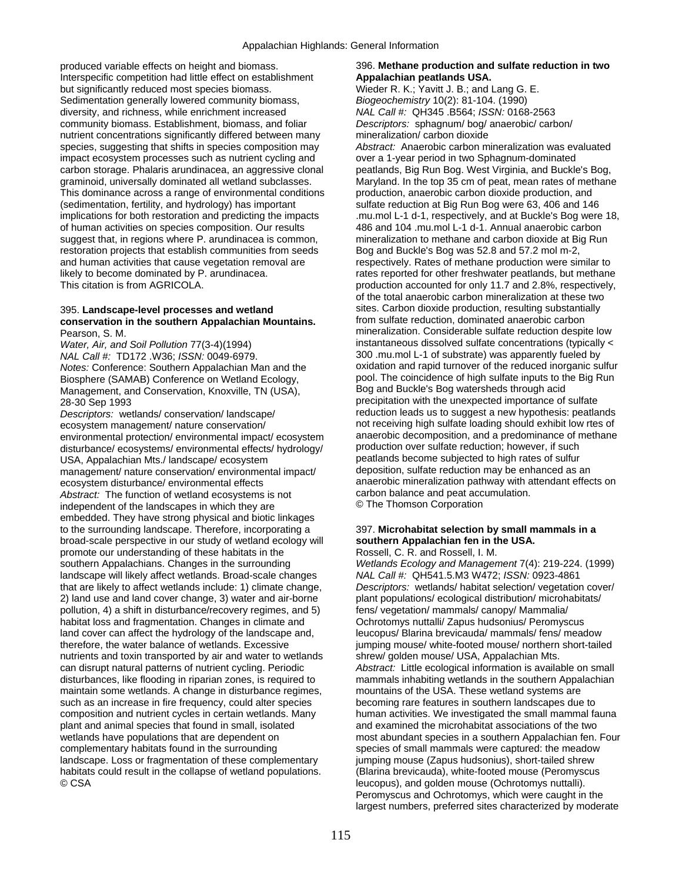produced variable effects on height and biomass. Interspecific competition had little effect on establishment but significantly reduced most species biomass. Sedimentation generally lowered community biomass, diversity, and richness, while enrichment increased community biomass. Establishment, biomass, and foliar nutrient concentrations significantly differed between many species, suggesting that shifts in species composition may impact ecosystem processes such as nutrient cycling and carbon storage. Phalaris arundinacea, an aggressive clonal graminoid, universally dominated all wetland subclasses. This dominance across a range of environmental conditions (sedimentation, fertility, and hydrology) has important implications for both restoration and predicting the impacts of human activities on species composition. Our results suggest that, in regions where P. arundinacea is common, restoration projects that establish communities from seeds and human activities that cause vegetation removal are likely to become dominated by P. arundinacea.
This citation is from AGRICOLA.

395. **Landscape-level processes and wetland conservation in the southern Appalachian Mountains.**
Pearson, S. M.
*Water, Air, and Soil Pollution* 77(3-4)(1994)
*NAL Call #:* TD172 .W36; *ISSN:* 0049-6979.
*Notes:* Conference: Southern Appalachian Man and the Biosphere (SAMAB) Conference on Wetland Ecology, Management, and Conservation, Knoxville, TN (USA), 28-30 Sep 1993
*Descriptors:* wetlands/ conservation/ landscape/ ecosystem management/ nature conservation/ environmental protection/ environmental impact/ ecosystem disturbance/ ecosystems/ environmental effects/ hydrology/ USA, Appalachian Mts./ landscape/ ecosystem management/ nature conservation/ environmental impact/ ecosystem disturbance/ environmental effects
*Abstract:* The function of wetland ecosystems is not independent of the landscapes in which they are embedded. They have strong physical and biotic linkages to the surrounding landscape. Therefore, incorporating a broad-scale perspective in our study of wetland ecology will promote our understanding of these habitats in the southern Appalachians. Changes in the surrounding landscape will likely affect wetlands. Broad-scale changes that are likely to affect wetlands include: 1) climate change, 2) land use and land cover change, 3) water and air-borne pollution, 4) a shift in disturbance/recovery regimes, and 5) habitat loss and fragmentation. Changes in climate and land cover can affect the hydrology of the landscape and, therefore, the water balance of wetlands. Excessive nutrients and toxin transported by air and water to wetlands can disrupt natural patterns of nutrient cycling. Periodic disturbances, like flooding in riparian zones, is required to maintain some wetlands. A change in disturbance regimes, such as an increase in fire frequency, could alter species composition and nutrient cycles in certain wetlands. Many plant and animal species that found in small, isolated wetlands have populations that are dependent on complementary habitats found in the surrounding landscape. Loss or fragmentation of these complementary habitats could result in the collapse of wetland populations.
© CSA

396. **Methane production and sulfate reduction in two Appalachian peatlands USA.**
Wieder R. K.; Yavitt J. B.; and Lang G. E.
*Biogeochemistry* 10(2): 81-104. (1990)
*NAL Call #:* QH345 .B564; *ISSN:* 0168-2563
*Descriptors:* sphagnum/ bog/ anaerobic/ carbon/ mineralization/ carbon dioxide
*Abstract:* Anaerobic carbon mineralization was evaluated over a 1-year period in two Sphagnum-dominated peatlands, Big Run Bog. West Virginia, and Buckle's Bog, Maryland. In the top 35 cm of peat, mean rates of methane production, anaerobic carbon dioxide production, and sulfate reduction at Big Run Bog were 63, 406 and 146 .mu.mol L-1 d-1, respectively, and at Buckle's Bog were 18, 486 and 104 .mu.mol L-1 d-1. Annual anaerobic carbon mineralization to methane and carbon dioxide at Big Run Bog and Buckle's Bog was 52.8 and 57.2 mol m-2, respectively. Rates of methane production were similar to rates reported for other freshwater peatlands, but methane production accounted for only 11.7 and 2.8%, respectively, of the total anaerobic carbon mineralization at these two sites. Carbon dioxide production, resulting substantially from sulfate reduction, dominated anaerobic carbon mineralization. Considerable sulfate reduction despite low instantaneous dissolved sulfate concentrations (typically < 300 .mu.mol L-1 of substrate) was apparently fueled by oxidation and rapid turnover of the reduced inorganic sulfur pool. The coincidence of high sulfate inputs to the Big Run Bog and Buckle's Bog watersheds through acid precipitation with the unexpected importance of sulfate reduction leads us to suggest a new hypothesis: peatlands not receiving high sulfate loading should exhibit low rtes of anaerobic decomposition, and a predominance of methane production over sulfate reduction; however, if such peatlands become subjected to high rates of sulfur deposition, sulfate reduction may be enhanced as an anaerobic mineralization pathway with attendant effects on carbon balance and peat accumulation.
© The Thomson Corporation

397. **Microhabitat selection by small mammals in a southern Appalachian fen in the USA.**
Rossell, C. R. and Rossell, I. M.
*Wetlands Ecology and Management* 7(4): 219-224. (1999)
*NAL Call #:* QH541.5.M3 W472; *ISSN:* 0923-4861
*Descriptors:* wetlands/ habitat selection/ vegetation cover/ plant populations/ ecological distribution/ microhabitats/ fens/ vegetation/ mammals/ canopy/ Mammalia/ Ochrotomys nuttalli/ Zapus hudsonius/ Peromyscus leucopus/ Blarina brevicauda/ mammals/ fens/ meadow jumping mouse/ white-footed mouse/ northern short-tailed shrew/ golden mouse/ USA, Appalachian Mts.
*Abstract:* Little ecological information is available on small mammals inhabiting wetlands in the southern Appalachian mountains of the USA. These wetland systems are becoming rare features in southern landscapes due to human activities. We investigated the small mammal fauna and examined the microhabitat associations of the two most abundant species in a southern Appalachian fen. Four species of small mammals were captured: the meadow jumping mouse (Zapus hudsonius), short-tailed shrew (Blarina brevicauda), white-footed mouse (Peromyscus leucopus), and golden mouse (Ochrotomys nuttalli). Peromyscus and Ochrotomys, which were caught in the largest numbers, preferred sites characterized by moderate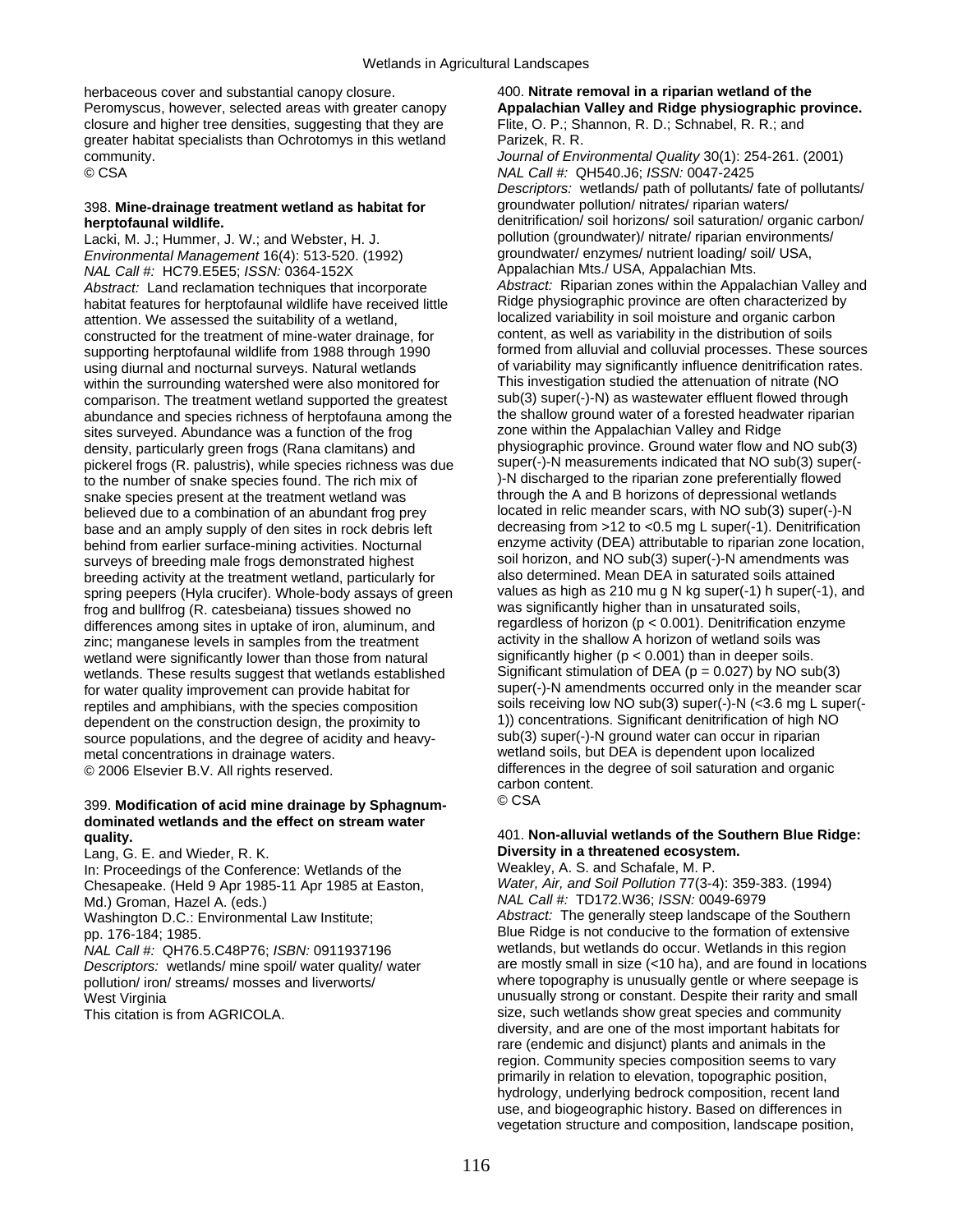herbaceous cover and substantial canopy closure. Peromyscus, however, selected areas with greater canopy closure and higher tree densities, suggesting that they are greater habitat specialists than Ochrotomys in this wetland community.
© CSA

### 398. **Mine-drainage treatment wetland as habitat for herptofaunal wildlife.**

Lacki, M. J.; Hummer, J. W.; and Webster, H. J.
*Environmental Management* 16(4): 513-520. (1992)
*NAL Call #:* HC79.E5E5; *ISSN:* 0364-152X
*Abstract:* Land reclamation techniques that incorporate habitat features for herptofaunal wildlife have received little attention. We assessed the suitability of a wetland, constructed for the treatment of mine-water drainage, for supporting herptofaunal wildlife from 1988 through 1990 using diurnal and nocturnal surveys. Natural wetlands within the surrounding watershed were also monitored for comparison. The treatment wetland supported the greatest abundance and species richness of herptofauna among the sites surveyed. Abundance was a function of the frog density, particularly green frogs (Rana clamitans) and pickerel frogs (R. palustris), while species richness was due to the number of snake species found. The rich mix of snake species present at the treatment wetland was believed due to a combination of an abundant frog prey base and an amply supply of den sites in rock debris left behind from earlier surface-mining activities. Nocturnal surveys of breeding male frogs demonstrated highest breeding activity at the treatment wetland, particularly for spring peepers (Hyla crucifer). Whole-body assays of green frog and bullfrog (R. catesbeiana) tissues showed no differences among sites in uptake of iron, aluminum, and zinc; manganese levels in samples from the treatment wetland were significantly lower than those from natural wetlands. These results suggest that wetlands established for water quality improvement can provide habitat for reptiles and amphibians, with the species composition dependent on the construction design, the proximity to source populations, and the degree of acidity and heavy-metal concentrations in drainage waters.
© 2006 Elsevier B.V. All rights reserved.

### 399. **Modification of acid mine drainage by Sphagnum-dominated wetlands and the effect on stream water quality.**

Lang, G. E. and Wieder, R. K.
In: Proceedings of the Conference: Wetlands of the Chesapeake. (Held 9 Apr 1985-11 Apr 1985 at Easton, Md.) Groman, Hazel A. (eds.)
Washington D.C.: Environmental Law Institute; pp. 176-184; 1985.
*NAL Call #:* QH76.5.C48P76; *ISBN:* 0911937196
*Descriptors:* wetlands/ mine spoil/ water quality/ water pollution/ iron/ streams/ mosses and liverworts/ West Virginia
This citation is from AGRICOLA.

### 400. **Nitrate removal in a riparian wetland of the Appalachian Valley and Ridge physiographic province.**

Flite, O. P.; Shannon, R. D.; Schnabel, R. R.; and Parizek, R. R.
*Journal of Environmental Quality* 30(1): 254-261. (2001)
*NAL Call #:* QH540.J6; *ISSN:* 0047-2425
*Descriptors:* wetlands/ path of pollutants/ fate of pollutants/ groundwater pollution/ nitrates/ riparian waters/ denitrification/ soil horizons/ soil saturation/ organic carbon/ pollution (groundwater)/ nitrate/ riparian environments/ groundwater/ enzymes/ nutrient loading/ soil/ USA, Appalachian Mts./ USA, Appalachian Mts.
*Abstract:* Riparian zones within the Appalachian Valley and Ridge physiographic province are often characterized by localized variability in soil moisture and organic carbon content, as well as variability in the distribution of soils formed from alluvial and colluvial processes. These sources of variability may significantly influence denitrification rates. This investigation studied the attenuation of nitrate (NO sub(3) super(-)-N) as wastewater effluent flowed through the shallow ground water of a forested headwater riparian zone within the Appalachian Valley and Ridge physiographic province. Ground water flow and NO sub(3) super(-)-N measurements indicated that NO sub(3) super(-)-N discharged to the riparian zone preferentially flowed through the A and B horizons of depressional wetlands located in relic meander scars, with NO sub(3) super(-)-N decreasing from >12 to <0.5 mg L super(-1). Denitrification enzyme activity (DEA) attributable to riparian zone location, soil horizon, and NO sub(3) super(-)-N amendments was also determined. Mean DEA in saturated soils attained values as high as 210 mu g N kg super(-1) h super(-1), and was significantly higher than in unsaturated soils, regardless of horizon ($p < 0.001$). Denitrification enzyme activity in the shallow A horizon of wetland soils was significantly higher ($p < 0.001$) than in deeper soils. Significant stimulation of DEA ($p = 0.027$) by NO sub(3) super(-)-N amendments occurred only in the meander scar soils receiving low NO sub(3) super(-)-N (<3.6 mg L super(-1)) concentrations. Significant denitrification of high NO sub(3) super(-)-N ground water can occur in riparian wetland soils, but DEA is dependent upon localized differences in the degree of soil saturation and organic carbon content.
© CSA

### 401. **Non-alluvial wetlands of the Southern Blue Ridge: Diversity in a threatened ecosystem.**

Weakley, A. S. and Schafale, M. P.
*Water, Air, and Soil Pollution* 77(3-4): 359-383. (1994)
*NAL Call #:* TD172.W36; *ISSN:* 0049-6979
*Abstract:* The generally steep landscape of the Southern Blue Ridge is not conducive to the formation of extensive wetlands, but wetlands do occur. Wetlands in this region are mostly small in size (<10 ha), and are found in locations where topography is unusually gentle or where seepage is unusually strong or constant. Despite their rarity and small size, such wetlands show great species and community diversity, and are one of the most important habitats for rare (endemic and disjunct) plants and animals in the region. Community species composition seems to vary primarily in relation to elevation, topographic position, hydrology, underlying bedrock composition, recent land use, and biogeographic history. Based on differences in vegetation structure and composition, landscape position,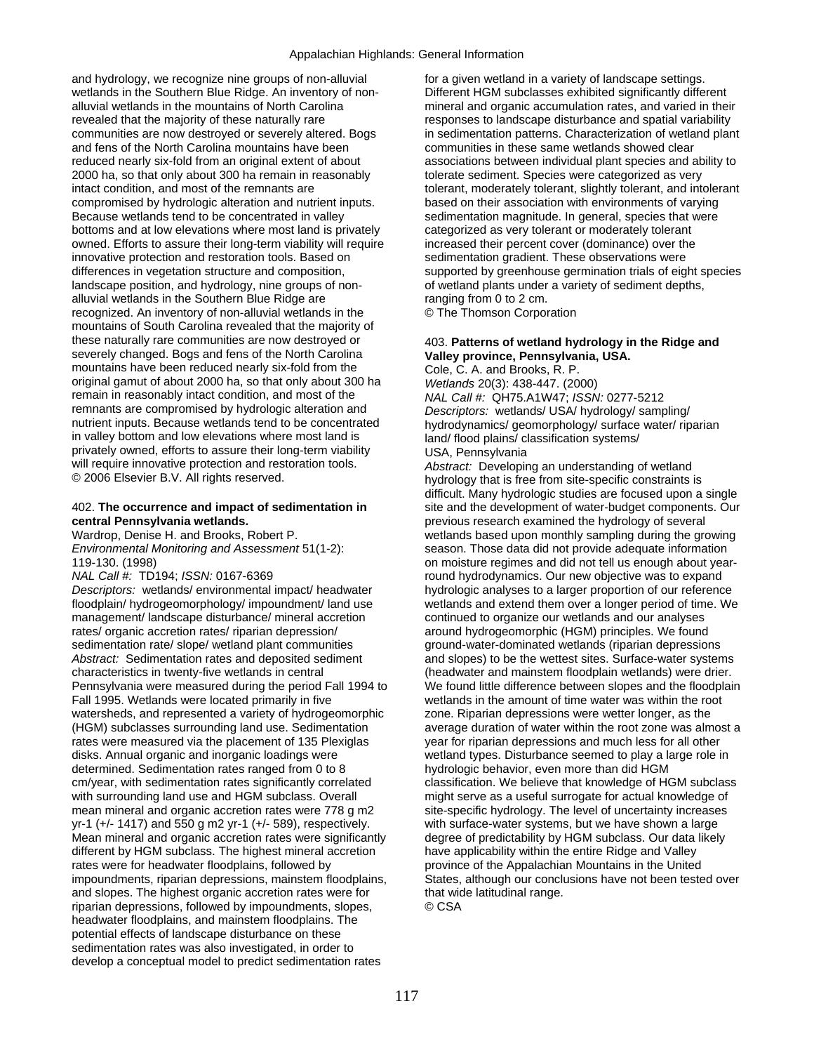and hydrology, we recognize nine groups of non-alluvial wetlands in the Southern Blue Ridge. An inventory of non-alluvial wetlands in the mountains of North Carolina revealed that the majority of these naturally rare communities are now destroyed or severely altered. Bogs and fens of the North Carolina mountains have been reduced nearly six-fold from an original extent of about 2000 ha, so that only about 300 ha remain in reasonably intact condition, and most of the remnants are compromised by hydrologic alteration and nutrient inputs. Because wetlands tend to be concentrated in valley bottoms and at low elevations where most land is privately owned. Efforts to assure their long-term viability will require innovative protection and restoration tools. Based on differences in vegetation structure and composition, landscape position, and hydrology, nine groups of non-alluvial wetlands in the Southern Blue Ridge are recognized. An inventory of non-alluvial wetlands in the mountains of South Carolina revealed that the majority of these naturally rare communities are now destroyed or severely changed. Bogs and fens of the North Carolina mountains have been reduced nearly six-fold from the original gamut of about 2000 ha, so that only about 300 ha remain in reasonably intact condition, and most of the remnants are compromised by hydrologic alteration and nutrient inputs. Because wetlands tend to be concentrated in valley bottom and low elevations where most land is privately owned, efforts to assure their long-term viability will require innovative protection and restoration tools.
© 2006 Elsevier B.V. All rights reserved.

402. **The occurrence and impact of sedimentation in central Pennsylvania wetlands.**
Wardrop, Denise H. and Brooks, Robert P.
*Environmental Monitoring and Assessment* 51(1-2): 119-130. (1998)
*NAL Call #:* TD194; *ISSN:* 0167-6369
*Descriptors:* wetlands/ environmental impact/ headwater floodplain/ hydrogeomorphology/ impoundment/ land use management/ landscape disturbance/ mineral accretion rates/ organic accretion rates/ riparian depression/ sedimentation rate/ slope/ wetland plant communities
*Abstract:* Sedimentation rates and deposited sediment characteristics in twenty-five wetlands in central Pennsylvania were measured during the period Fall 1994 to Fall 1995. Wetlands were located primarily in five watersheds, and represented a variety of hydrogeomorphic (HGM) subclasses surrounding land use. Sedimentation rates were measured via the placement of 135 Plexiglas disks. Annual organic and inorganic loadings were determined. Sedimentation rates ranged from 0 to 8 cm/year, with sedimentation rates significantly correlated with surrounding land use and HGM subclass. Overall mean mineral and organic accretion rates were 778 g m2 yr-1 (+/- 1417) and 550 g m2 yr-1 (+/- 589), respectively. Mean mineral and organic accretion rates were significantly different by HGM subclass. The highest mineral accretion rates were for headwater floodplains, followed by impoundments, riparian depressions, mainstem floodplains, and slopes. The highest organic accretion rates were for riparian depressions, followed by impoundments, slopes, headwater floodplains, and mainstem floodplains. The potential effects of landscape disturbance on these sedimentation rates was also investigated, in order to develop a conceptual model to predict sedimentation rates for a given wetland in a variety of landscape settings. Different HGM subclasses exhibited significantly different mineral and organic accumulation rates, and varied in their responses to landscape disturbance and spatial variability in sedimentation patterns. Characterization of wetland plant communities in these same wetlands showed clear associations between individual plant species and ability to tolerate sediment. Species were categorized as very tolerant, moderately tolerant, slightly tolerant, and intolerant based on their association with environments of varying sedimentation magnitude. In general, species that were categorized as very tolerant or moderately tolerant increased their percent cover (dominance) over the sedimentation gradient. These observations were supported by greenhouse germination trials of eight species of wetland plants under a variety of sediment depths, ranging from 0 to 2 cm.
© The Thomson Corporation

403. **Patterns of wetland hydrology in the Ridge and Valley province, Pennsylvania, USA.**
Cole, C. A. and Brooks, R. P.
*Wetlands* 20(3): 438-447. (2000)
*NAL Call #:* QH75.A1W47; *ISSN:* 0277-5212
*Descriptors:* wetlands/ USA/ hydrology/ sampling/ hydrodynamics/ geomorphology/ surface water/ riparian land/ flood plains/ classification systems/ USA, Pennsylvania
*Abstract:* Developing an understanding of wetland hydrology that is free from site-specific constraints is difficult. Many hydrologic studies are focused upon a single site and the development of water-budget components. Our previous research examined the hydrology of several wetlands based upon monthly sampling during the growing season. Those data did not provide adequate information on moisture regimes and did not tell us enough about year-round hydrodynamics. Our new objective was to expand hydrologic analyses to a larger proportion of our reference wetlands and extend them over a longer period of time. We continued to organize our wetlands and our analyses around hydrogeomorphic (HGM) principles. We found ground-water-dominated wetlands (riparian depressions and slopes) to be the wettest sites. Surface-water systems (headwater and mainstem floodplain wetlands) were drier. We found little difference between slopes and the floodplain wetlands in the amount of time water was within the root zone. Riparian depressions were wetter longer, as the average duration of water within the root zone was almost a year for riparian depressions and much less for all other wetland types. Disturbance seemed to play a large role in hydrologic behavior, even more than did HGM classification. We believe that knowledge of HGM subclass might serve as a useful surrogate for actual knowledge of site-specific hydrology. The level of uncertainty increases with surface-water systems, but we have shown a large degree of predictability by HGM subclass. Our data likely have applicability within the entire Ridge and Valley province of the Appalachian Mountains in the United States, although our conclusions have not been tested over that wide latitudinal range.
© CSA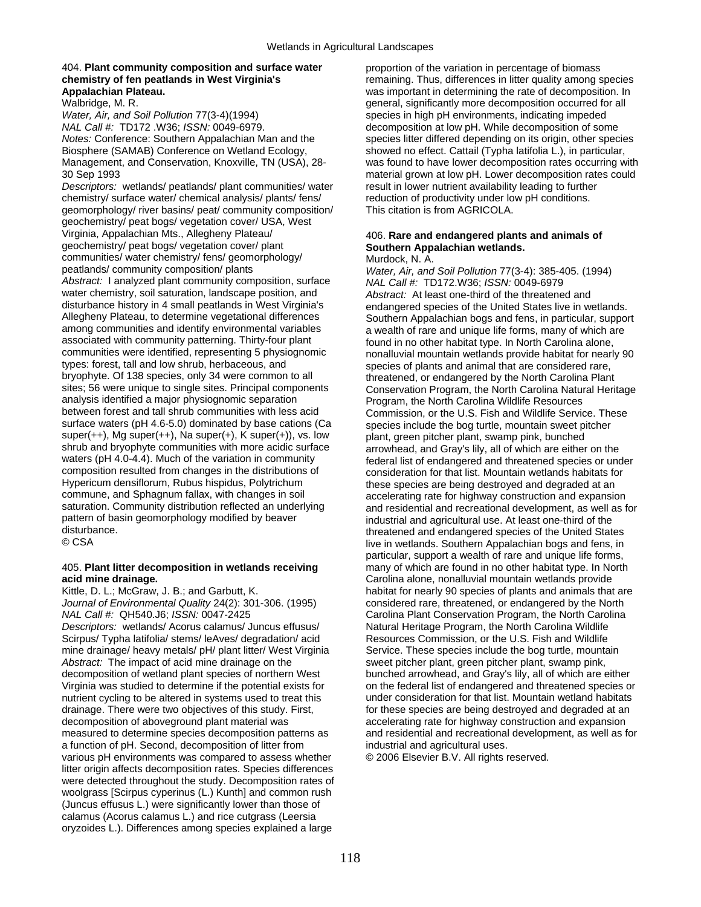404. **Plant community composition and surface water chemistry of fen peatlands in West Virginia's Appalachian Plateau.**

Walbridge, M. R.

*Water, Air, and Soil Pollution* 77(3-4)(1994)

*NAL Call #:* TD172 .W36; *ISSN:* 0049-6979.

*Notes:* Conference: Southern Appalachian Man and the Biosphere (SAMAB) Conference on Wetland Ecology, Management, and Conservation, Knoxville, TN (USA), 28-30 Sep 1993

*Descriptors:* wetlands/ peatlands/ plant communities/ water chemistry/ surface water/ chemical analysis/ plants/ fens/ geomorphology/ river basins/ peat/ community composition/ geochemistry/ peat bogs/ vegetation cover/ USA, West Virginia, Appalachian Mts., Allegheny Plateau/ geochemistry/ peat bogs/ vegetation cover/ plant communities/ water chemistry/ fens/ geomorphology/ peatlands/ community composition/ plants

*Abstract:* I analyzed plant community composition, surface water chemistry, soil saturation, landscape position, and disturbance history in 4 small peatlands in West Virginia's Allegheny Plateau, to determine vegetational differences among communities and identify environmental variables associated with community patterning. Thirty-four plant communities were identified, representing 5 physiognomic types: forest, tall and low shrub, herbaceous, and bryophyte. Of 138 species, only 34 were common to all sites; 56 were unique to single sites. Principal components analysis identified a major physiognomic separation between forest and tall shrub communities with less acid surface waters (pH 4.6-5.0) dominated by base cations (Ca super(++), Mg super(++), Na super(+), K super(+)), vs. low shrub and bryophyte communities with more acidic surface waters (pH 4.0-4.4). Much of the variation in community composition resulted from changes in the distributions of Hypericum densiflorum, Rubus hispidus, Polytrichum commune, and Sphagnum fallax, with changes in soil saturation. Community distribution reflected an underlying pattern of basin geomorphology modified by beaver disturbance.

© CSA

405. **Plant litter decomposition in wetlands receiving acid mine drainage.**

Kittle, D. L.; McGraw, J. B.; and Garbutt, K.

*Journal of Environmental Quality* 24(2): 301-306. (1995)

*NAL Call #:* QH540.J6; *ISSN:* 0047-2425

*Descriptors:* wetlands/ Acorus calamus/ Juncus effusus/ Scirpus/ Typha latifolia/ stems/ leAves/ degradation/ acid mine drainage/ heavy metals/ pH/ plant litter/ West Virginia

*Abstract:* The impact of acid mine drainage on the decomposition of wetland plant species of northern West Virginia was studied to determine if the potential exists for nutrient cycling to be altered in systems used to treat this drainage. There were two objectives of this study. First, decomposition of aboveground plant material was measured to determine species decomposition patterns as a function of pH. Second, decomposition of litter from various pH environments was compared to assess whether litter origin affects decomposition rates. Species differences were detected throughout the study. Decomposition rates of woolgrass [Scirpus cyperinus (L.) Kunth] and common rush (Juncus effusus L.) were significantly lower than those of calamus (Acorus calamus L.) and rice cutgrass (Leersia oryzoides L.). Differences among species explained a large proportion of the variation in percentage of biomass remaining. Thus, differences in litter quality among species was important in determining the rate of decomposition. In general, significantly more decomposition occurred for all species in high pH environments, indicating impeded decomposition at low pH. While decomposition of some species litter differed depending on its origin, other species showed no effect. Cattail (Typha latifolia L.), in particular, was found to have lower decomposition rates occurring with material grown at low pH. Lower decomposition rates could result in lower nutrient availability leading to further reduction of productivity under low pH conditions.

This citation is from AGRICOLA.

406. **Rare and endangered plants and animals of Southern Appalachian wetlands.**

Murdock, N. A.

*Water, Air, and Soil Pollution* 77(3-4): 385-405. (1994)

*NAL Call #:* TD172.W36; *ISSN:* 0049-6979

*Abstract:* At least one-third of the threatened and endangered species of the United States live in wetlands. Southern Appalachian bogs and fens, in particular, support a wealth of rare and unique life forms, many of which are found in no other habitat type. In North Carolina alone, nonalluvial mountain wetlands provide habitat for nearly 90 species of plants and animal that are considered rare, threatened, or endangered by the North Carolina Plant Conservation Program, the North Carolina Natural Heritage Program, the North Carolina Wildlife Resources Commission, or the U.S. Fish and Wildlife Service. These species include the bog turtle, mountain sweet pitcher plant, green pitcher plant, swamp pink, bunched arrowhead, and Gray's lily, all of which are either on the federal list of endangered and threatened species or under consideration for that list. Mountain wetlands habitats for these species are being destroyed and degraded at an accelerating rate for highway construction and expansion and residential and recreational development, as well as for industrial and agricultural use. At least one-third of the threatened and endangered species of the United States live in wetlands. Southern Appalachian bogs and fens, in particular, support a wealth of rare and unique life forms, many of which are found in no other habitat type. In North Carolina alone, nonalluvial mountain wetlands provide habitat for nearly 90 species of plants and animals that are considered rare, threatened, or endangered by the North Carolina Plant Conservation Program, the North Carolina Natural Heritage Program, the North Carolina Wildlife Resources Commission, or the U.S. Fish and Wildlife Service. These species include the bog turtle, mountain sweet pitcher plant, green pitcher plant, swamp pink, bunched arrowhead, and Gray's lily, all of which are either on the federal list of endangered and threatened species or under consideration for that list. Mountain wetland habitats for these species are being destroyed and degraded at an accelerating rate for highway construction and expansion and residential and recreational development, as well as for industrial and agricultural uses.

© 2006 Elsevier B.V. All rights reserved.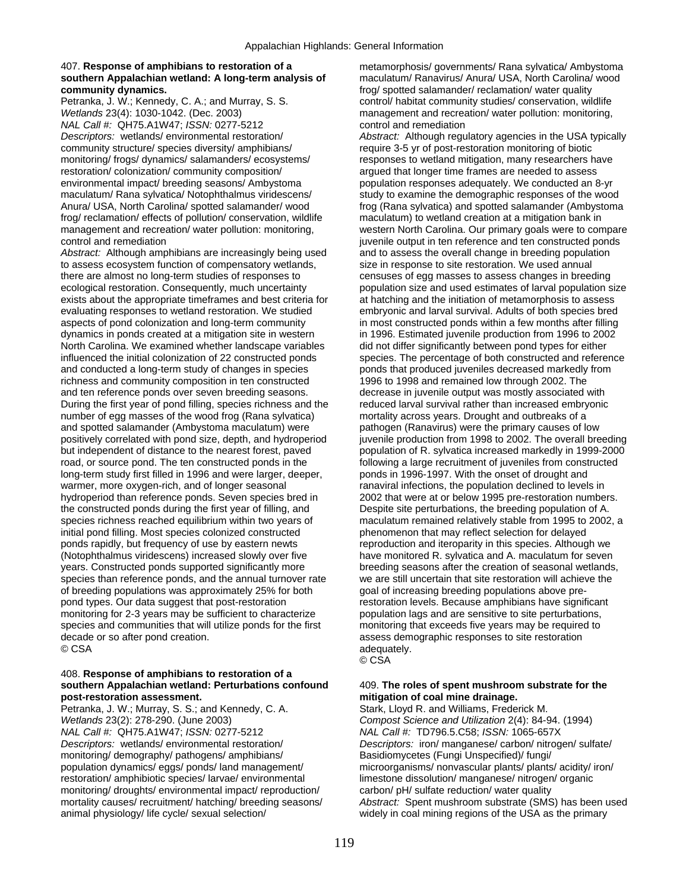407. **Response of amphibians to restoration of a southern Appalachian wetland: A long-term analysis of community dynamics.**
Petranka, J. W.; Kennedy, C. A.; and Murray, S. S.
*Wetlands* 23(4): 1030-1042. (Dec. 2003)
*NAL Call #:* QH75.A1W47; *ISSN:* 0277-5212
*Descriptors:* wetlands/ environmental restoration/ community structure/ species diversity/ amphibians/ monitoring/ frogs/ dynamics/ salamanders/ ecosystems/ restoration/ colonization/ community composition/ environmental impact/ breeding seasons/ Ambystoma maculatum/ Rana sylvatica/ Notophthalmus viridescens/ Anura/ USA, North Carolina/ spotted salamander/ wood frog/ reclamation/ effects of pollution/ conservation, wildlife management and recreation/ water pollution: monitoring, control and remediation
*Abstract:* Although amphibians are increasingly being used to assess ecosystem function of compensatory wetlands, there are almost no long-term studies of responses to ecological restoration. Consequently, much uncertainty exists about the appropriate timeframes and best criteria for evaluating responses to wetland restoration. We studied aspects of pond colonization and long-term community dynamics in ponds created at a mitigation site in western North Carolina. We examined whether landscape variables influenced the initial colonization of 22 constructed ponds and conducted a long-term study of changes in species richness and community composition in ten constructed and ten reference ponds over seven breeding seasons. During the first year of pond filling, species richness and the number of egg masses of the wood frog (Rana sylvatica) and spotted salamander (Ambystoma maculatum) were positively correlated with pond size, depth, and hydroperiod but independent of distance to the nearest forest, paved road, or source pond. The ten constructed ponds in the long-term study first filled in 1996 and were larger, deeper, warmer, more oxygen-rich, and of longer seasonal hydroperiod than reference ponds. Seven species bred in the constructed ponds during the first year of filling, and species richness reached equilibrium within two years of initial pond filling. Most species colonized constructed ponds rapidly, but frequency of use by eastern newts (Notophthalmus viridescens) increased slowly over five years. Constructed ponds supported significantly more species than reference ponds, and the annual turnover rate of breeding populations was approximately 25% for both pond types. Our data suggest that post-restoration monitoring for 2-3 years may be sufficient to characterize species and communities that will utilize ponds for the first decade or so after pond creation.
© CSA

408. **Response of amphibians to restoration of a southern Appalachian wetland: Perturbations confound post-restoration assessment.**
Petranka, J. W.; Murray, S. S.; and Kennedy, C. A.
*Wetlands* 23(2): 278-290. (June 2003)
*NAL Call #:* QH75.A1W47; *ISSN:* 0277-5212
*Descriptors:* wetlands/ environmental restoration/ monitoring/ demography/ pathogens/ amphibians/ population dynamics/ eggs/ ponds/ land management/ restoration/ amphibiotic species/ larvae/ environmental monitoring/ droughts/ environmental impact/ reproduction/ mortality causes/ recruitment/ hatching/ breeding seasons/ animal physiology/ life cycle/ sexual selection/ metamorphosis/ governments/ Rana sylvatica/ Ambystoma maculatum/ Ranavirus/ Anura/ USA, North Carolina/ wood frog/ spotted salamander/ reclamation/ water quality control/ habitat community studies/ conservation, wildlife management and recreation/ water pollution: monitoring, control and remediation
*Abstract:* Although regulatory agencies in the USA typically require 3-5 yr of post-restoration monitoring of biotic responses to wetland mitigation, many researchers have argued that longer time frames are needed to assess population responses adequately. We conducted an 8-yr study to examine the demographic responses of the wood frog (Rana sylvatica) and spotted salamander (Ambystoma maculatum) to wetland creation at a mitigation bank in western North Carolina. Our primary goals were to compare juvenile output in ten reference and ten constructed ponds and to assess the overall change in breeding population size in response to site restoration. We used annual censuses of egg masses to assess changes in breeding population size and used estimates of larval population size at hatching and the initiation of metamorphosis to assess embryonic and larval survival. Adults of both species bred in most constructed ponds within a few months after filling in 1996. Estimated juvenile production from 1996 to 2002 did not differ significantly between pond types for either species. The percentage of both constructed and reference ponds that produced juveniles decreased markedly from 1996 to 1998 and remained low through 2002. The decrease in juvenile output was mostly associated with reduced larval survival rather than increased embryonic mortality across years. Drought and outbreaks of a pathogen (Ranavirus) were the primary causes of low juvenile production from 1998 to 2002. The overall breeding population of R. sylvatica increased markedly in 1999-2000 following a large recruitment of juveniles from constructed ponds in 1996-1997. With the onset of drought and ranaviral infections, the population declined to levels in 2002 that were at or below 1995 pre-restoration numbers. Despite site perturbations, the breeding population of A. maculatum remained relatively stable from 1995 to 2002, a phenomenon that may reflect selection for delayed reproduction and iteroparity in this species. Although we have monitored R. sylvatica and A. maculatum for seven breeding seasons after the creation of seasonal wetlands, we are still uncertain that site restoration will achieve the goal of increasing breeding populations above pre-restoration levels. Because amphibians have significant population lags and are sensitive to site perturbations, monitoring that exceeds five years may be required to assess demographic responses to site restoration adequately.
© CSA

409. **The roles of spent mushroom substrate for the mitigation of coal mine drainage.**
Stark, Lloyd R. and Williams, Frederick M.
*Compost Science and Utilization* 2(4): 84-94. (1994)
*NAL Call #:* TD796.5.C58; *ISSN:* 1065-657X
*Descriptors:* iron/ manganese/ carbon/ nitrogen/ sulfate/ Basidiomycetes (Fungi Unspecified)/ fungi/ microorganisms/ nonvascular plants/ plants/ acidity/ iron/ limestone dissolution/ manganese/ nitrogen/ organic carbon/ pH/ sulfate reduction/ water quality
*Abstract:* Spent mushroom substrate (SMS) has been used widely in coal mining regions of the USA as the primary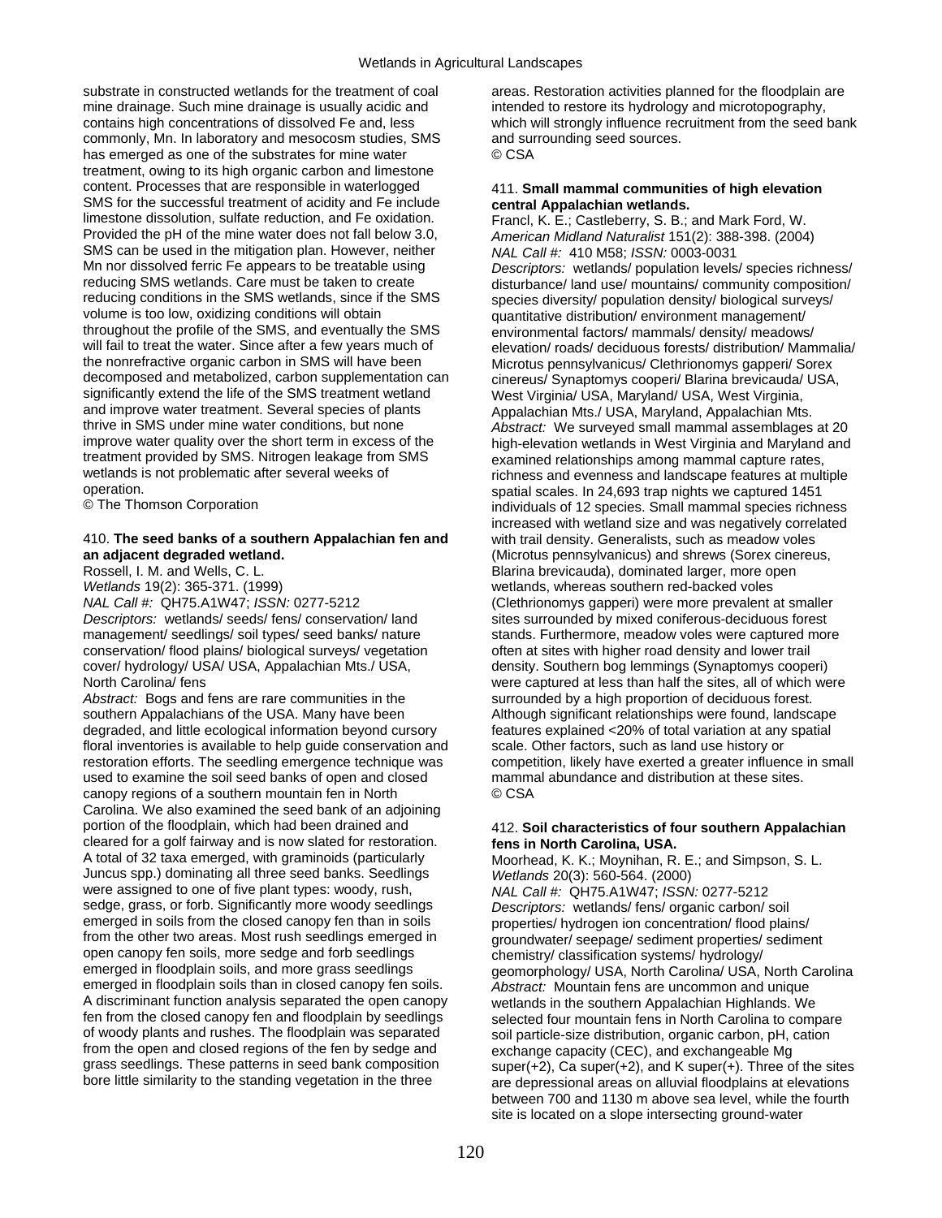substrate in constructed wetlands for the treatment of coal mine drainage. Such mine drainage is usually acidic and contains high concentrations of dissolved Fe and, less commonly, Mn. In laboratory and mesocosm studies, SMS has emerged as one of the substrates for mine water treatment, owing to its high organic carbon and limestone content. Processes that are responsible in waterlogged SMS for the successful treatment of acidity and Fe include limestone dissolution, sulfate reduction, and Fe oxidation. Provided the pH of the mine water does not fall below 3.0, SMS can be used in the mitigation plan. However, neither Mn nor dissolved ferric Fe appears to be treatable using reducing SMS wetlands. Care must be taken to create reducing conditions in the SMS wetlands, since if the SMS volume is too low, oxidizing conditions will obtain throughout the profile of the SMS, and eventually the SMS will fail to treat the water. Since after a few years much of the nonrefractive organic carbon in SMS will have been decomposed and metabolized, carbon supplementation can significantly extend the life of the SMS treatment wetland and improve water treatment. Several species of plants thrive in SMS under mine water conditions, but none improve water quality over the short term in excess of the treatment provided by SMS. Nitrogen leakage from SMS wetlands is not problematic after several weeks of operation.
© The Thomson Corporation

410. **The seed banks of a southern Appalachian fen and an adjacent degraded wetland.**
Rossell, I. M. and Wells, C. L.
*Wetlands* 19(2): 365-371. (1999)
*NAL Call #:* QH75.A1W47; *ISSN:* 0277-5212
*Descriptors:* wetlands/ seeds/ fens/ conservation/ land management/ seedlings/ soil types/ seed banks/ nature conservation/ flood plains/ biological surveys/ vegetation cover/ hydrology/ USA/ USA, Appalachian Mts./ USA, North Carolina/ fens
*Abstract:* Bogs and fens are rare communities in the southern Appalachians of the USA. Many have been degraded, and little ecological information beyond cursory floral inventories is available to help guide conservation and restoration efforts. The seedling emergence technique was used to examine the soil seed banks of open and closed canopy regions of a southern mountain fen in North Carolina. We also examined the seed bank of an adjoining portion of the floodplain, which had been drained and cleared for a golf fairway and is now slated for restoration. A total of 32 taxa emerged, with graminoids (particularly Juncus spp.) dominating all three seed banks. Seedlings were assigned to one of five plant types: woody, rush, sedge, grass, or forb. Significantly more woody seedlings emerged in soils from the closed canopy fen than in soils from the other two areas. Most rush seedlings emerged in open canopy fen soils, more sedge and forb seedlings emerged in floodplain soils, and more grass seedlings emerged in floodplain soils than in closed canopy fen soils. A discriminant function analysis separated the open canopy fen from the closed canopy fen and floodplain by seedlings of woody plants and rushes. The floodplain was separated from the open and closed regions of the fen by sedge and grass seedlings. These patterns in seed bank composition bore little similarity to the standing vegetation in the three areas. Restoration activities planned for the floodplain are intended to restore its hydrology and microtopography, which will strongly influence recruitment from the seed bank and surrounding seed sources.
© CSA

411. **Small mammal communities of high elevation central Appalachian wetlands.**
Francl, K. E.; Castleberry, S. B.; and Mark Ford, W.
*American Midland Naturalist* 151(2): 388-398. (2004)
*NAL Call #:* 410 M58; *ISSN:* 0003-0031
*Descriptors:* wetlands/ population levels/ species richness/ disturbance/ land use/ mountains/ community composition/ species diversity/ population density/ biological surveys/ quantitative distribution/ environment management/ environmental factors/ mammals/ density/ meadows/ elevation/ roads/ deciduous forests/ distribution/ Mammalia/ Microtus pennsylvanicus/ Clethrionomys gapperi/ Sorex cinereus/ Synaptomys cooperi/ Blarina brevicauda/ USA, West Virginia/ USA, Maryland/ USA, West Virginia, Appalachian Mts./ USA, Maryland, Appalachian Mts.
*Abstract:* We surveyed small mammal assemblages at 20 high-elevation wetlands in West Virginia and Maryland and examined relationships among mammal capture rates, richness and evenness and landscape features at multiple spatial scales. In 24,693 trap nights we captured 1451 individuals of 12 species. Small mammal species richness increased with wetland size and was negatively correlated with trail density. Generalists, such as meadow voles (Microtus pennsylvanicus) and shrews (Sorex cinereus, Blarina brevicauda), dominated larger, more open wetlands, whereas southern red-backed voles (Clethrionomys gapperi) were more prevalent at smaller sites surrounded by mixed coniferous-deciduous forest stands. Furthermore, meadow voles were captured more often at sites with higher road density and lower trail density. Southern bog lemmings (Synaptomys cooperi) were captured at less than half the sites, all of which were surrounded by a high proportion of deciduous forest. Although significant relationships were found, landscape features explained <20% of total variation at any spatial scale. Other factors, such as land use history or competition, likely have exerted a greater influence in small mammal abundance and distribution at these sites.
© CSA

412. **Soil characteristics of four southern Appalachian fens in North Carolina, USA.**
Moorhead, K. K.; Moynihan, R. E.; and Simpson, S. L.
*Wetlands* 20(3): 560-564. (2000)
*NAL Call #:* QH75.A1W47; *ISSN:* 0277-5212
*Descriptors:* wetlands/ fens/ organic carbon/ soil properties/ hydrogen ion concentration/ flood plains/ groundwater/ seepage/ sediment properties/ sediment chemistry/ classification systems/ hydrology/ geomorphology/ USA, North Carolina/ USA, North Carolina
*Abstract:* Mountain fens are uncommon and unique wetlands in the southern Appalachian Highlands. We selected four mountain fens in North Carolina to compare soil particle-size distribution, organic carbon, pH, cation exchange capacity (CEC), and exchangeable Mg super(+2), Ca super(+2), and K super(+). Three of the sites are depressional areas on alluvial floodplains at elevations between 700 and 1130 m above sea level, while the fourth site is located on a slope intersecting ground-water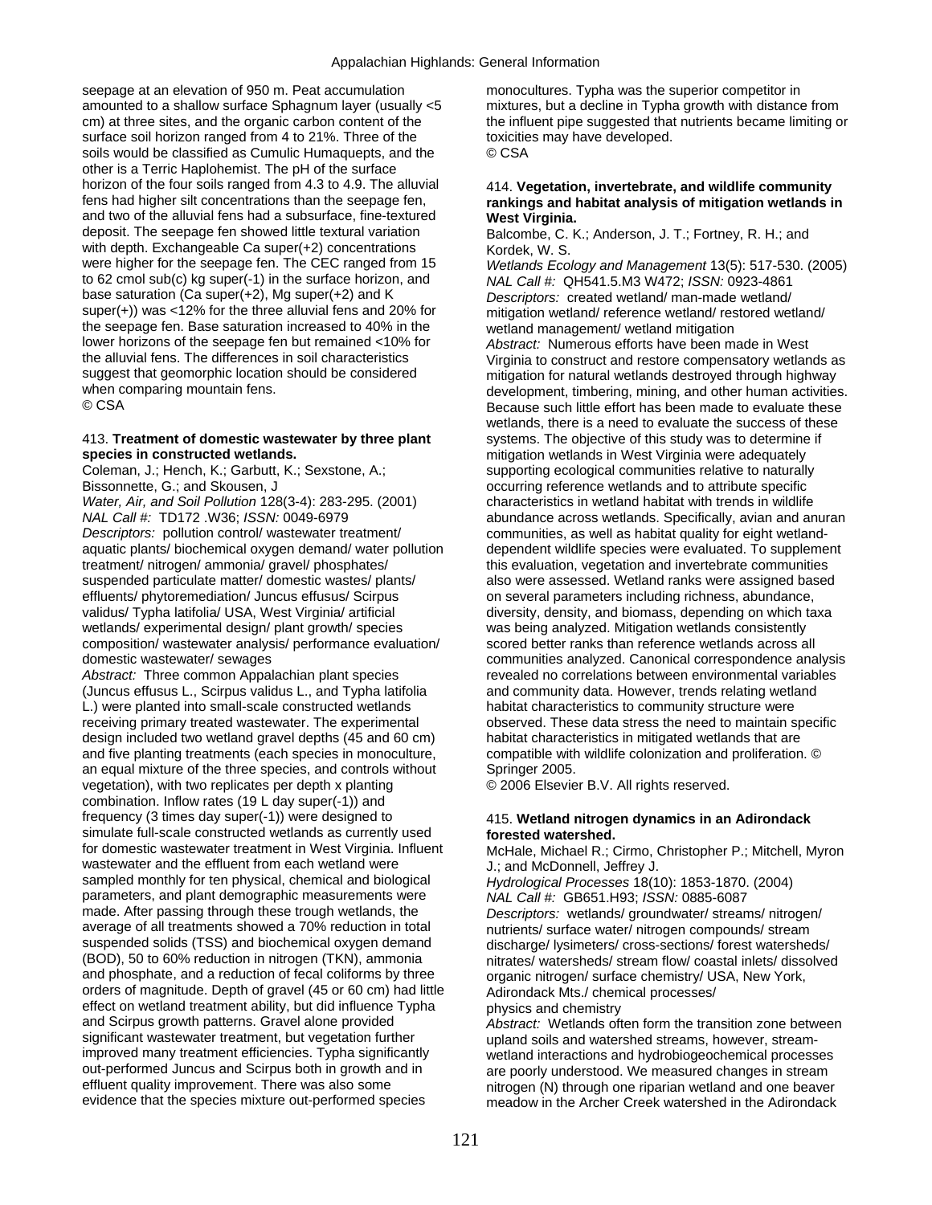seepage at an elevation of 950 m. Peat accumulation amounted to a shallow surface Sphagnum layer (usually <5 cm) at three sites, and the organic carbon content of the surface soil horizon ranged from 4 to 21%. Three of the soils would be classified as Cumulic Humaquepts, and the other is a Terric Haplohemist. The pH of the surface horizon of the four soils ranged from 4.3 to 4.9. The alluvial fens had higher silt concentrations than the seepage fen, and two of the alluvial fens had a subsurface, fine-textured deposit. The seepage fen showed little textural variation with depth. Exchangeable Ca super(+2) concentrations were higher for the seepage fen. The CEC ranged from 15 to 62 cmol sub(c) kg super(-1) in the surface horizon, and base saturation (Ca super(+2), Mg super(+2) and K super(+)) was <12% for the three alluvial fens and 20% for the seepage fen. Base saturation increased to 40% in the lower horizons of the seepage fen but remained <10% for the alluvial fens. The differences in soil characteristics suggest that geomorphic location should be considered when comparing mountain fens.
© CSA

413. **Treatment of domestic wastewater by three plant species in constructed wetlands.**
Coleman, J.; Hench, K.; Garbutt, K.; Sexstone, A.; Bissonnette, G.; and Skousen, J
*Water, Air, and Soil Pollution* 128(3-4): 283-295. (2001)
*NAL Call #:* TD172 .W36; *ISSN:* 0049-6979
*Descriptors:* pollution control/ wastewater treatment/ aquatic plants/ biochemical oxygen demand/ water pollution treatment/ nitrogen/ ammonia/ gravel/ phosphates/ suspended particulate matter/ domestic wastes/ plants/ effluents/ phytoremediation/ Juncus effusus/ Scirpus validus/ Typha latifolia/ USA, West Virginia/ artificial wetlands/ experimental design/ plant growth/ species composition/ wastewater analysis/ performance evaluation/ domestic wastewater/ sewages
*Abstract:* Three common Appalachian plant species (Juncus effusus L., Scirpus validus L., and Typha latifolia L.) were planted into small-scale constructed wetlands receiving primary treated wastewater. The experimental design included two wetland gravel depths (45 and 60 cm) and five planting treatments (each species in monoculture, an equal mixture of the three species, and controls without vegetation), with two replicates per depth x planting combination. Inflow rates (19 L day super(-1)) and frequency (3 times day super(-1)) were designed to simulate full-scale constructed wetlands as currently used for domestic wastewater treatment in West Virginia. Influent wastewater and the effluent from each wetland were sampled monthly for ten physical, chemical and biological parameters, and plant demographic measurements were made. After passing through these trough wetlands, the average of all treatments showed a 70% reduction in total suspended solids (TSS) and biochemical oxygen demand (BOD), 50 to 60% reduction in nitrogen (TKN), ammonia and phosphate, and a reduction of fecal coliforms by three orders of magnitude. Depth of gravel (45 or 60 cm) had little effect on wetland treatment ability, but did influence Typha and Scirpus growth patterns. Gravel alone provided significant wastewater treatment, but vegetation further improved many treatment efficiencies. Typha significantly out-performed Juncus and Scirpus both in growth and in effluent quality improvement. There was also some evidence that the species mixture out-performed species monocultures. Typha was the superior competitor in mixtures, but a decline in Typha growth with distance from the influent pipe suggested that nutrients became limiting or toxicities may have developed.
© CSA

414. **Vegetation, invertebrate, and wildlife community rankings and habitat analysis of mitigation wetlands in West Virginia.**
Balcombe, C. K.; Anderson, J. T.; Fortney, R. H.; and Kordek, W. S.
*Wetlands Ecology and Management* 13(5): 517-530. (2005)
*NAL Call #:* QH541.5.M3 W472; *ISSN:* 0923-4861
*Descriptors:* created wetland/ man-made wetland/ mitigation wetland/ reference wetland/ restored wetland/ wetland management/ wetland mitigation
*Abstract:* Numerous efforts have been made in West Virginia to construct and restore compensatory wetlands as mitigation for natural wetlands destroyed through highway development, timbering, mining, and other human activities. Because such little effort has been made to evaluate these wetlands, there is a need to evaluate the success of these systems. The objective of this study was to determine if mitigation wetlands in West Virginia were adequately supporting ecological communities relative to naturally occurring reference wetlands and to attribute specific characteristics in wetland habitat with trends in wildlife abundance across wetlands. Specifically, avian and anuran communities, as well as habitat quality for eight wetland-dependent wildlife species were evaluated. To supplement this evaluation, vegetation and invertebrate communities also were assessed. Wetland ranks were assigned based on several parameters including richness, abundance, diversity, density, and biomass, depending on which taxa was being analyzed. Mitigation wetlands consistently scored better ranks than reference wetlands across all communities analyzed. Canonical correspondence analysis revealed no correlations between environmental variables and community data. However, trends relating wetland habitat characteristics to community structure were observed. These data stress the need to maintain specific habitat characteristics in mitigated wetlands that are compatible with wildlife colonization and proliferation. © Springer 2005.
© 2006 Elsevier B.V. All rights reserved.

415. **Wetland nitrogen dynamics in an Adirondack forested watershed.**
McHale, Michael R.; Cirmo, Christopher P.; Mitchell, Myron J.; and McDonnell, Jeffrey J.
*Hydrological Processes* 18(10): 1853-1870. (2004)
*NAL Call #:* GB651.H93; *ISSN:* 0885-6087
*Descriptors:* wetlands/ groundwater/ streams/ nitrogen/ nutrients/ surface water/ nitrogen compounds/ stream discharge/ lysimeters/ cross-sections/ forest watersheds/ nitrates/ watersheds/ stream flow/ coastal inlets/ dissolved organic nitrogen/ surface chemistry/ USA, New York, Adirondack Mts./ chemical processes/ physics and chemistry
*Abstract:* Wetlands often form the transition zone between upland soils and watershed streams, however, stream-wetland interactions and hydrobiogeochemical processes are poorly understood. We measured changes in stream nitrogen (N) through one riparian wetland and one beaver meadow in the Archer Creek watershed in the Adirondack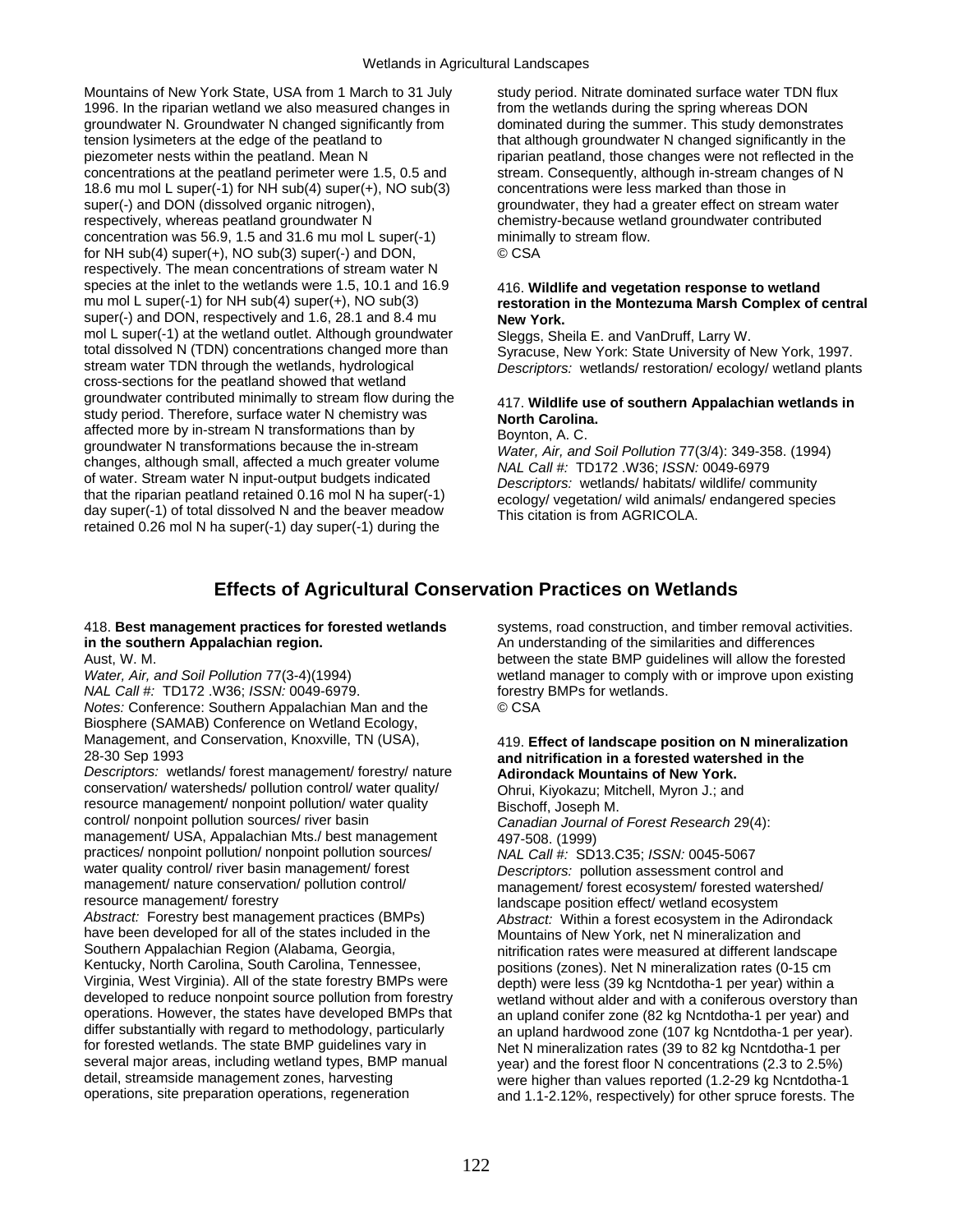Mountains of New York State, USA from 1 March to 31 July 1996. In the riparian wetland we also measured changes in groundwater N. Groundwater N changed significantly from tension lysimeters at the edge of the peatland to piezometer nests within the peatland. Mean N concentrations at the peatland perimeter were 1.5, 0.5 and 18.6 mu mol L super(-1) for NH sub(4) super(+), NO sub(3) super(-) and DON (dissolved organic nitrogen), respectively, whereas peatland groundwater N concentration was 56.9, 1.5 and 31.6 mu mol L super(-1) for NH sub(4) super(+), NO sub(3) super(-) and DON, respectively. The mean concentrations of stream water N species at the inlet to the wetlands were 1.5, 10.1 and 16.9 mu mol L super(-1) for NH sub(4) super(+), NO sub(3) super(-) and DON, respectively and 1.6, 28.1 and 8.4 mu mol L super(-1) at the wetland outlet. Although groundwater total dissolved N (TDN) concentrations changed more than stream water TDN through the wetlands, hydrological cross-sections for the peatland showed that wetland groundwater contributed minimally to stream flow during the study period. Therefore, surface water N chemistry was affected more by in-stream N transformations than by groundwater N transformations because the in-stream changes, although small, affected a much greater volume of water. Stream water N input-output budgets indicated that the riparian peatland retained 0.16 mol N ha super(-1) day super(-1) of total dissolved N and the beaver meadow retained 0.26 mol N ha super(-1) day super(-1) during the study period. Nitrate dominated surface water TDN flux from the wetlands during the spring whereas DON dominated during the summer. This study demonstrates that although groundwater N changed significantly in the riparian peatland, those changes were not reflected in the stream. Consequently, although in-stream changes of N concentrations were less marked than those in groundwater, they had a greater effect on stream water chemistry-because wetland groundwater contributed minimally to stream flow.
© CSA

416. **Wildlife and vegetation response to wetland restoration in the Montezuma Marsh Complex of central New York.**
Sleggs, Sheila E. and VanDruff, Larry W.
Syracuse, New York: State University of New York, 1997.
*Descriptors:* wetlands/ restoration/ ecology/ wetland plants

417. **Wildlife use of southern Appalachian wetlands in North Carolina.**
Boynton, A. C.
*Water, Air, and Soil Pollution* 77(3/4): 349-358. (1994)
*NAL Call #:* TD172 .W36; *ISSN:* 0049-6979
*Descriptors:* wetlands/ habitats/ wildlife/ community ecology/ vegetation/ wild animals/ endangered species
This citation is from AGRICOLA.

## Effects of Agricultural Conservation Practices on Wetlands

418. **Best management practices for forested wetlands in the southern Appalachian region.**
Aust, W. M.
*Water, Air, and Soil Pollution* 77(3-4)(1994)
*NAL Call #:* TD172 .W36; *ISSN:* 0049-6979.
*Notes:* Conference: Southern Appalachian Man and the Biosphere (SAMAB) Conference on Wetland Ecology, Management, and Conservation, Knoxville, TN (USA), 28-30 Sep 1993
*Descriptors:* wetlands/ forest management/ forestry/ nature conservation/ watersheds/ pollution control/ water quality/ resource management/ nonpoint pollution/ water quality control/ nonpoint pollution sources/ river basin management/ USA, Appalachian Mts./ best management practices/ nonpoint pollution/ nonpoint pollution sources/ water quality control/ river basin management/ forest management/ nature conservation/ pollution control/ resource management/ forestry
*Abstract:* Forestry best management practices (BMPs) have been developed for all of the states included in the Southern Appalachian Region (Alabama, Georgia, Kentucky, North Carolina, South Carolina, Tennessee, Virginia, West Virginia). All of the state forestry BMPs were developed to reduce nonpoint source pollution from forestry operations. However, the states have developed BMPs that differ substantially with regard to methodology, particularly for forested wetlands. The state BMP guidelines vary in several major areas, including wetland types, BMP manual detail, streamside management zones, harvesting operations, site preparation operations, regeneration systems, road construction, and timber removal activities. An understanding of the similarities and differences between the state BMP guidelines will allow the forested wetland manager to comply with or improve upon existing forestry BMPs for wetlands.
© CSA

419. **Effect of landscape position on N mineralization and nitrification in a forested watershed in the Adirondack Mountains of New York.**
Ohrui, Kiyokazu; Mitchell, Myron J.; and Bischoff, Joseph M.
*Canadian Journal of Forest Research* 29(4): 497-508. (1999)
*NAL Call #:* SD13.C35; *ISSN:* 0045-5067
*Descriptors:* pollution assessment control and management/ forest ecosystem/ forested watershed/ landscape position effect/ wetland ecosystem
*Abstract:* Within a forest ecosystem in the Adirondack Mountains of New York, net N mineralization and nitrification rates were measured at different landscape positions (zones). Net N mineralization rates (0-15 cm depth) were less (39 kg Ncntdotha-1 per year) within a wetland without alder and with a coniferous overstory than an upland conifer zone (82 kg Ncntdotha-1 per year) and an upland hardwood zone (107 kg Ncntdotha-1 per year). Net N mineralization rates (39 to 82 kg Ncntdotha-1 per year) and the forest floor N concentrations (2.3 to 2.5%) were higher than values reported (1.2-29 kg Ncntdotha-1 and 1.1-2.12%, respectively) for other spruce forests. The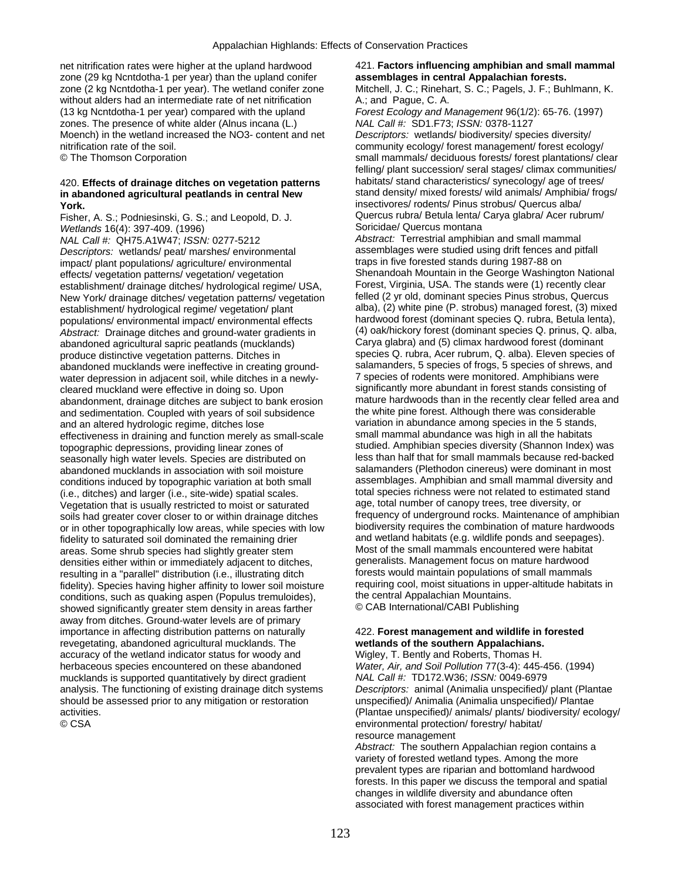net nitrification rates were higher at the upland hardwood zone (29 kg Ncntdotha-1 per year) than the upland conifer zone (2 kg Ncntdotha-1 per year). The wetland conifer zone without alders had an intermediate rate of net nitrification (13 kg Ncntdotha-1 per year) compared with the upland zones. The presence of white alder (Alnus incana (L.) Moench) in the wetland increased the NO3- content and net nitrification rate of the soil.
© The Thomson Corporation

420. **Effects of drainage ditches on vegetation patterns in abandoned agricultural peatlands in central New York.**
Fisher, A. S.; Podniesinski, G. S.; and Leopold, D. J.
*Wetlands* 16(4): 397-409. (1996)
*NAL Call #:* QH75.A1W47; *ISSN:* 0277-5212
*Descriptors:* wetlands/ peat/ marshes/ environmental impact/ plant populations/ agriculture/ environmental effects/ vegetation patterns/ vegetation/ vegetation establishment/ drainage ditches/ hydrological regime/ USA, New York/ drainage ditches/ vegetation patterns/ vegetation establishment/ hydrological regime/ vegetation/ plant populations/ environmental impact/ environmental effects
*Abstract:* Drainage ditches and ground-water gradients in abandoned agricultural sapric peatlands (mucklands) produce distinctive vegetation patterns. Ditches in abandoned mucklands were ineffective in creating ground-water depression in adjacent soil, while ditches in a newly-cleared muckland were effective in doing so. Upon abandonment, drainage ditches are subject to bank erosion and sedimentation. Coupled with years of soil subsidence and an altered hydrologic regime, ditches lose effectiveness in draining and function merely as small-scale topographic depressions, providing linear zones of seasonally high water levels. Species are distributed on abandoned mucklands in association with soil moisture conditions induced by topographic variation at both small (i.e., ditches) and larger (i.e., site-wide) spatial scales. Vegetation that is usually restricted to moist or saturated soils had greater cover closer to or within drainage ditches or in other topographically low areas, while species with low fidelity to saturated soil dominated the remaining drier areas. Some shrub species had slightly greater stem densities either within or immediately adjacent to ditches, resulting in a "parallel" distribution (i.e., illustrating ditch fidelity). Species having higher affinity to lower soil moisture conditions, such as quaking aspen (Populus tremuloides), showed significantly greater stem density in areas farther away from ditches. Ground-water levels are of primary importance in affecting distribution patterns on naturally revegetating, abandoned agricultural mucklands. The accuracy of the wetland indicator status for woody and herbaceous species encountered on these abandoned mucklands is supported quantitatively by direct gradient analysis. The functioning of existing drainage ditch systems should be assessed prior to any mitigation or restoration activities.
© CSA

421. **Factors influencing amphibian and small mammal assemblages in central Appalachian forests.**
Mitchell, J. C.; Rinehart, S. C.; Pagels, J. F.; Buhlmann, K. A.; and Pague, C. A.
*Forest Ecology and Management* 96(1/2): 65-76. (1997)
*NAL Call #:* SD1.F73; *ISSN:* 0378-1127
*Descriptors:* wetlands/ biodiversity/ species diversity/ community ecology/ forest management/ forest ecology/ small mammals/ deciduous forests/ forest plantations/ clear felling/ plant succession/ seral stages/ climax communities/ habitats/ stand characteristics/ synecology/ age of trees/ stand density/ mixed forests/ wild animals/ Amphibia/ frogs/ insectivores/ rodents/ Pinus strobus/ Quercus alba/ Quercus rubra/ Betula lenta/ Carya glabra/ Acer rubrum/ Soricidae/ Quercus montana
*Abstract:* Terrestrial amphibian and small mammal assemblages were studied using drift fences and pitfall traps in five forested stands during 1987-88 on Shenandoah Mountain in the George Washington National Forest, Virginia, USA. The stands were (1) recently clear felled (2 yr old, dominant species Pinus strobus, Quercus alba), (2) white pine (P. strobus) managed forest, (3) mixed hardwood forest (dominant species Q. rubra, Betula lenta), (4) oak/hickory forest (dominant species Q. prinus, Q. alba, Carya glabra) and (5) climax hardwood forest (dominant species Q. rubra, Acer rubrum, Q. alba). Eleven species of salamanders, 5 species of frogs, 5 species of shrews, and 7 species of rodents were monitored. Amphibians were significantly more abundant in forest stands consisting of mature hardwoods than in the recently clear felled area and the white pine forest. Although there was considerable variation in abundance among species in the 5 stands, small mammal abundance was high in all the habitats studied. Amphibian species diversity (Shannon Index) was less than half that for small mammals because red-backed salamanders (Plethodon cinereus) were dominant in most assemblages. Amphibian and small mammal diversity and total species richness were not related to estimated stand age, total number of canopy trees, tree diversity, or frequency of underground rocks. Maintenance of amphibian biodiversity requires the combination of mature hardwoods and wetland habitats (e.g. wildlife ponds and seepages). Most of the small mammals encountered were habitat generalists. Management focus on mature hardwood forests would maintain populations of small mammals requiring cool, moist situations in upper-altitude habitats in the central Appalachian Mountains.
© CAB International/CABI Publishing

422. **Forest management and wildlife in forested wetlands of the southern Appalachians.**
Wigley, T. Bently and Roberts, Thomas H.
*Water, Air, and Soil Pollution* 77(3-4): 445-456. (1994)
*NAL Call #:* TD172.W36; *ISSN:* 0049-6979
*Descriptors:* animal (Animalia unspecified)/ plant (Plantae unspecified)/ Animalia (Animalia unspecified)/ Plantae (Plantae unspecified)/ animals/ plants/ biodiversity/ ecology/ environmental protection/ forestry/ habitat/ resource management
*Abstract:* The southern Appalachian region contains a variety of forested wetland types. Among the more prevalent types are riparian and bottomland hardwood forests. In this paper we discuss the temporal and spatial changes in wildlife diversity and abundance often associated with forest management practices within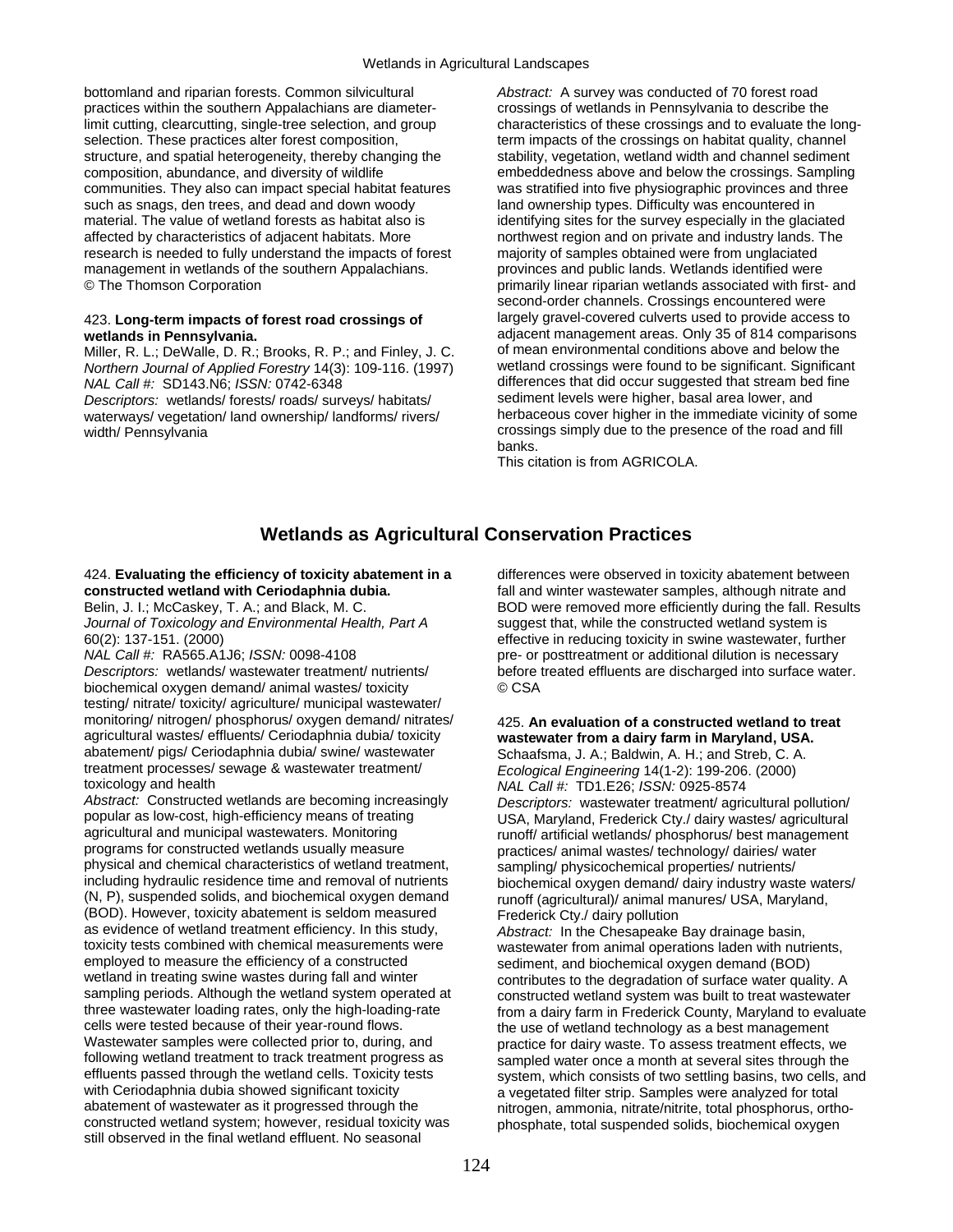bottomland and riparian forests. Common silvicultural practices within the southern Appalachians are diameter-limit cutting, clearcutting, single-tree selection, and group selection. These practices alter forest composition, structure, and spatial heterogeneity, thereby changing the composition, abundance, and diversity of wildlife communities. They also can impact special habitat features such as snags, den trees, and dead and down woody material. The value of wetland forests as habitat also is affected by characteristics of adjacent habitats. More research is needed to fully understand the impacts of forest management in wetlands of the southern Appalachians.
© The Thomson Corporation

423. **Long-term impacts of forest road crossings of wetlands in Pennsylvania.**
Miller, R. L.; DeWalle, D. R.; Brooks, R. P.; and Finley, J. C.
*Northern Journal of Applied Forestry* 14(3): 109-116. (1997)
*NAL Call #:* SD143.N6; *ISSN:* 0742-6348
*Descriptors:* wetlands/ forests/ roads/ surveys/ habitats/ waterways/ vegetation/ land ownership/ landforms/ rivers/ width/ Pennsylvania
*Abstract:* A survey was conducted of 70 forest road crossings of wetlands in Pennsylvania to describe the characteristics of these crossings and to evaluate the long-term impacts of the crossings on habitat quality, channel stability, vegetation, wetland width and channel sediment embeddedness above and below the crossings. Sampling was stratified into five physiographic provinces and three land ownership types. Difficulty was encountered in identifying sites for the survey especially in the glaciated northwest region and on private and industry lands. The majority of samples obtained were from unglaciated provinces and public lands. Wetlands identified were primarily linear riparian wetlands associated with first- and second-order channels. Crossings encountered were largely gravel-covered culverts used to provide access to adjacent management areas. Only 35 of 814 comparisons of mean environmental conditions above and below the wetland crossings were found to be significant. Significant differences that did occur suggested that stream bed fine sediment levels were higher, basal area lower, and herbaceous cover higher in the immediate vicinity of some crossings simply due to the presence of the road and fill banks.
This citation is from AGRICOLA.

## Wetlands as Agricultural Conservation Practices

424. **Evaluating the efficiency of toxicity abatement in a constructed wetland with Ceriodaphnia dubia.**
Belin, J. I.; McCaskey, T. A.; and Black, M. C.
*Journal of Toxicology and Environmental Health, Part A* 60(2): 137-151. (2000)
*NAL Call #:* RA565.A1J6; *ISSN:* 0098-4108
*Descriptors:* wetlands/ wastewater treatment/ nutrients/ biochemical oxygen demand/ animal wastes/ toxicity testing/ nitrate/ toxicity/ agriculture/ municipal wastewater/ monitoring/ nitrogen/ phosphorus/ oxygen demand/ nitrates/ agricultural wastes/ effluents/ Ceriodaphnia dubia/ toxicity abatement/ pigs/ Ceriodaphnia dubia/ swine/ wastewater treatment processes/ sewage & wastewater treatment/ toxicology and health
*Abstract:* Constructed wetlands are becoming increasingly popular as low-cost, high-efficiency means of treating agricultural and municipal wastewaters. Monitoring programs for constructed wetlands usually measure physical and chemical characteristics of wetland treatment, including hydraulic residence time and removal of nutrients (N, P), suspended solids, and biochemical oxygen demand (BOD). However, toxicity abatement is seldom measured as evidence of wetland treatment efficiency. In this study, toxicity tests combined with chemical measurements were employed to measure the efficiency of a constructed wetland in treating swine wastes during fall and winter sampling periods. Although the wetland system operated at three wastewater loading rates, only the high-loading-rate cells were tested because of their year-round flows. Wastewater samples were collected prior to, during, and following wetland treatment to track treatment progress as effluents passed through the wetland cells. Toxicity tests with Ceriodaphnia dubia showed significant toxicity abatement of wastewater as it progressed through the constructed wetland system; however, residual toxicity was still observed in the final wetland effluent. No seasonal differences were observed in toxicity abatement between fall and winter wastewater samples, although nitrate and BOD were removed more efficiently during the fall. Results suggest that, while the constructed wetland system is effective in reducing toxicity in swine wastewater, further pre- or posttreatment or additional dilution is necessary before treated effluents are discharged into surface water.
© CSA

425. **An evaluation of a constructed wetland to treat wastewater from a dairy farm in Maryland, USA.**
Schaafsma, J. A.; Baldwin, A. H.; and Streb, C. A.
*Ecological Engineering* 14(1-2): 199-206. (2000)
*NAL Call #:* TD1.E26; *ISSN:* 0925-8574
*Descriptors:* wastewater treatment/ agricultural pollution/ USA, Maryland, Frederick Cty./ dairy wastes/ agricultural runoff/ artificial wetlands/ phosphorus/ best management practices/ animal wastes/ technology/ dairies/ water sampling/ physicochemical properties/ nutrients/ biochemical oxygen demand/ dairy industry waste waters/ runoff (agricultural)/ animal manures/ USA, Maryland, Frederick Cty./ dairy pollution
*Abstract:* In the Chesapeake Bay drainage basin, wastewater from animal operations laden with nutrients, sediment, and biochemical oxygen demand (BOD) contributes to the degradation of surface water quality. A constructed wetland system was built to treat wastewater from a dairy farm in Frederick County, Maryland to evaluate the use of wetland technology as a best management practice for dairy waste. To assess treatment effects, we sampled water once a month at several sites through the system, which consists of two settling basins, two cells, and a vegetated filter strip. Samples were analyzed for total nitrogen, ammonia, nitrate/nitrite, total phosphorus, ortho-phosphate, total suspended solids, biochemical oxygen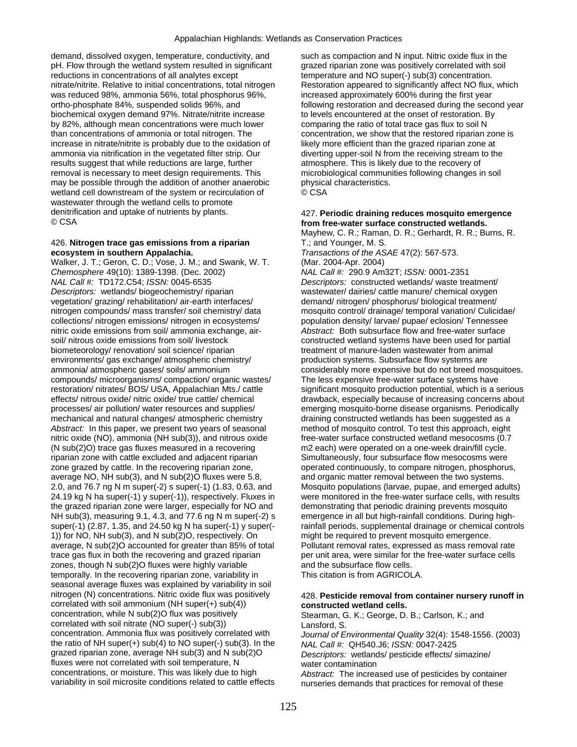demand, dissolved oxygen, temperature, conductivity, and pH. Flow through the wetland system resulted in significant reductions in concentrations of all analytes except nitrate/nitrite. Relative to initial concentrations, total nitrogen was reduced 98%, ammonia 56%, total phosphorus 96%, ortho-phosphate 84%, suspended solids 96%, and biochemical oxygen demand 97%. Nitrate/nitrite increase by 82%, although mean concentrations were much lower than concentrations of ammonia or total nitrogen. The increase in nitrate/nitrite is probably due to the oxidation of ammonia via nitrification in the vegetated filter strip. Our results suggest that while reductions are large, further removal is necessary to meet design requirements. This may be possible through the addition of another anaerobic wetland cell downstream of the system or recirculation of wastewater through the wetland cells to promote denitrification and uptake of nutrients by plants.
© CSA

### 426. **Nitrogen trace gas emissions from a riparian ecosystem in southern Appalachia.**

Walker, J. T.; Geron, C. D.; Vose, J. M.; and Swank, W. T.
*Chemosphere* 49(10): 1389-1398. (Dec. 2002)
*NAL Call #:* TD172.C54; *ISSN:* 0045-6535
*Descriptors:* wetlands/ biogeochemistry/ riparian vegetation/ grazing/ rehabilitation/ air-earth interfaces/ nitrogen compounds/ mass transfer/ soil chemistry/ data collections/ nitrogen emissions/ nitrogen in ecosystems/ nitric oxide emissions from soil/ ammonia exchange, air-soil/ nitrous oxide emissions from soil/ livestock biometeorology/ renovation/ soil science/ riparian environments/ gas exchange/ atmospheric chemistry/ ammonia/ atmospheric gases/ soils/ ammonium compounds/ microorganisms/ compaction/ organic wastes/ restoration/ nitrates/ BOS/ USA, Appalachian Mts./ cattle effects/ nitrous oxide/ nitric oxide/ true cattle/ chemical processes/ air pollution/ water resources and supplies/ mechanical and natural changes/ atmospheric chemistry
*Abstract:* In this paper, we present two years of seasonal nitric oxide (NO), ammonia ($NH_3$), and nitrous oxide ($N_2O$) trace gas fluxes measured in a recovering riparian zone with cattle excluded and adjacent riparian zone grazed by cattle. In the recovering riparian zone, average NO, $NH_3$, and $N_2O$ fluxes were 5.8, 2.0, and 76.7 ng N $m^{-2}$ $s^{-1}$ (1.83, 0.63, and 24.19 kg N $ha^{-1}$ $y^{-1}$), respectively. Fluxes in the grazed riparian zone were larger, especially for NO and $NH_3$, measuring 9.1, 4.3, and 77.6 ng N $m^{-2}$ $s^{-1}$ (2.87, 1.35, and 24.50 kg N $ha^{-1}$ $y^{-1}$) for NO, $NH_3$, and $N_2O$, respectively. On average, $N_2O$ accounted for greater than 85% of total trace gas flux in both the recovering and grazed riparian zones, though $N_2O$ fluxes were highly variable temporally. In the recovering riparian zone, variability in seasonal average fluxes was explained by variability in soil nitrogen (N) concentrations. Nitric oxide flux was positively correlated with soil ammonium ($NH_4^+$) concentration, while $N_2O$ flux was positively correlated with soil nitrate ($NO_3^-$) concentration. Ammonia flux was positively correlated with the ratio of $NH_4^+$ to $NO_3^-$. In the grazed riparian zone, average $NH_3$ and $N_2O$ fluxes were not correlated with soil temperature, N concentrations, or moisture. This was likely due to high variability in soil microsite conditions related to cattle effects such as compaction and N input. Nitric oxide flux in the grazed riparian zone was positively correlated with soil temperature and $NO_3^-$ concentration. Restoration appeared to significantly affect NO flux, which increased approximately 600% during the first year following restoration and decreased during the second year to levels encountered at the onset of restoration. By comparing the ratio of total trace gas flux to soil N concentration, we show that the restored riparian zone is likely more efficient than the grazed riparian zone at diverting upper-soil N from the receiving stream to the atmosphere. This is likely due to the recovery of microbiological communities following changes in soil physical characteristics.
© CSA

### 427. **Periodic draining reduces mosquito emergence from free-water surface constructed wetlands.**

Mayhew, C. R.; Raman, D. R.; Gerhardt, R. R.; Burns, R. T.; and Younger, M. S.
*Transactions of the ASAE* 47(2): 567-573. (Mar. 2004-Apr. 2004)
*NAL Call #:* 290.9 Am32T; *ISSN:* 0001-2351
*Descriptors:* constructed wetlands/ waste treatment/ wastewater/ dairies/ cattle manure/ chemical oxygen demand/ nitrogen/ phosphorus/ biological treatment/ mosquito control/ drainage/ temporal variation/ Culicidae/ population density/ larvae/ pupae/ eclosion/ Tennessee
*Abstract:* Both subsurface flow and free-water surface constructed wetland systems have been used for partial treatment of manure-laden wastewater from animal production systems. Subsurface flow systems are considerably more expensive but do not breed mosquitoes. The less expensive free-water surface systems have significant mosquito production potential, which is a serious drawback, especially because of increasing concerns about emerging mosquito-borne disease organisms. Periodically draining constructed wetlands has been suggested as a method of mosquito control. To test this approach, eight free-water surface constructed wetland mesocosms (0.7 m2 each) were operated on a one-week drain/fill cycle. Simultaneously, four subsurface flow mesocosms were operated continuously, to compare nitrogen, phosphorus, and organic matter removal between the two systems. Mosquito populations (larvae, pupae, and emerged adults) were monitored in the free-water surface cells, with results demonstrating that periodic draining prevents mosquito emergence in all but high-rainfall conditions. During high-rainfall periods, supplemental drainage or chemical controls might be required to prevent mosquito emergence. Pollutant removal rates, expressed as mass removal rate per unit area, were similar for the free-water surface cells and the subsurface flow cells.
This citation is from AGRICOLA.

### 428. **Pesticide removal from container nursery runoff in constructed wetland cells.**

Stearman, G. K.; George, D. B.; Carlson, K.; and Lansford, S.
*Journal of Environmental Quality* 32(4): 1548-1556. (2003)
*NAL Call #:* QH540.J6; *ISSN:* 0047-2425
*Descriptors:* wetlands/ pesticide effects/ simazine/ water contamination
*Abstract:* The increased use of pesticides by container nurseries demands that practices for removal of these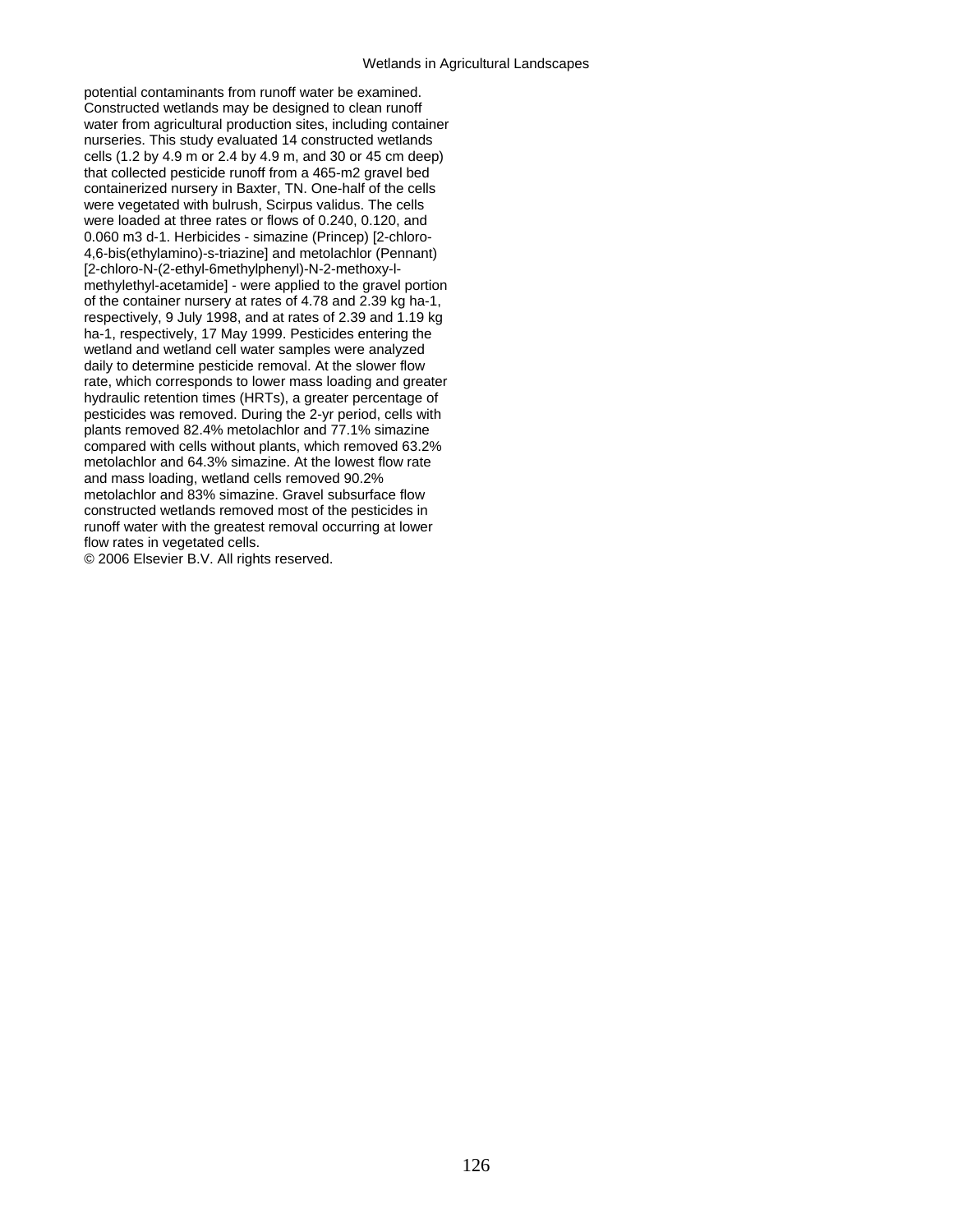potential contaminants from runoff water be examined. Constructed wetlands may be designed to clean runoff water from agricultural production sites, including container nurseries. This study evaluated 14 constructed wetlands cells (1.2 by 4.9 m or 2.4 by 4.9 m, and 30 or 45 cm deep) that collected pesticide runoff from a 465-m2 gravel bed containerized nursery in Baxter, TN. One-half of the cells were vegetated with bulrush, Scirpus validus. The cells were loaded at three rates or flows of 0.240, 0.120, and 0.060 m3 d-1. Herbicides - simazine (Princep) [2-chloro-4,6-bis(ethylamino)-s-triazine] and metolachlor (Pennant) [2-chloro-N-(2-ethyl-6methylphenyl)-N-2-methoxy-l-methylethyl-acetamide] - were applied to the gravel portion of the container nursery at rates of 4.78 and 2.39 kg ha-1, respectively, 9 July 1998, and at rates of 2.39 and 1.19 kg ha-1, respectively, 17 May 1999. Pesticides entering the wetland and wetland cell water samples were analyzed daily to determine pesticide removal. At the slower flow rate, which corresponds to lower mass loading and greater hydraulic retention times (HRTs), a greater percentage of pesticides was removed. During the 2-yr period, cells with plants removed 82.4% metolachlor and 77.1% simazine compared with cells without plants, which removed 63.2% metolachlor and 64.3% simazine. At the lowest flow rate and mass loading, wetland cells removed 90.2% metolachlor and 83% simazine. Gravel subsurface flow constructed wetlands removed most of the pesticides in runoff water with the greatest removal occurring at lower flow rates in vegetated cells.

© 2006 Elsevier B.V. All rights reserved.